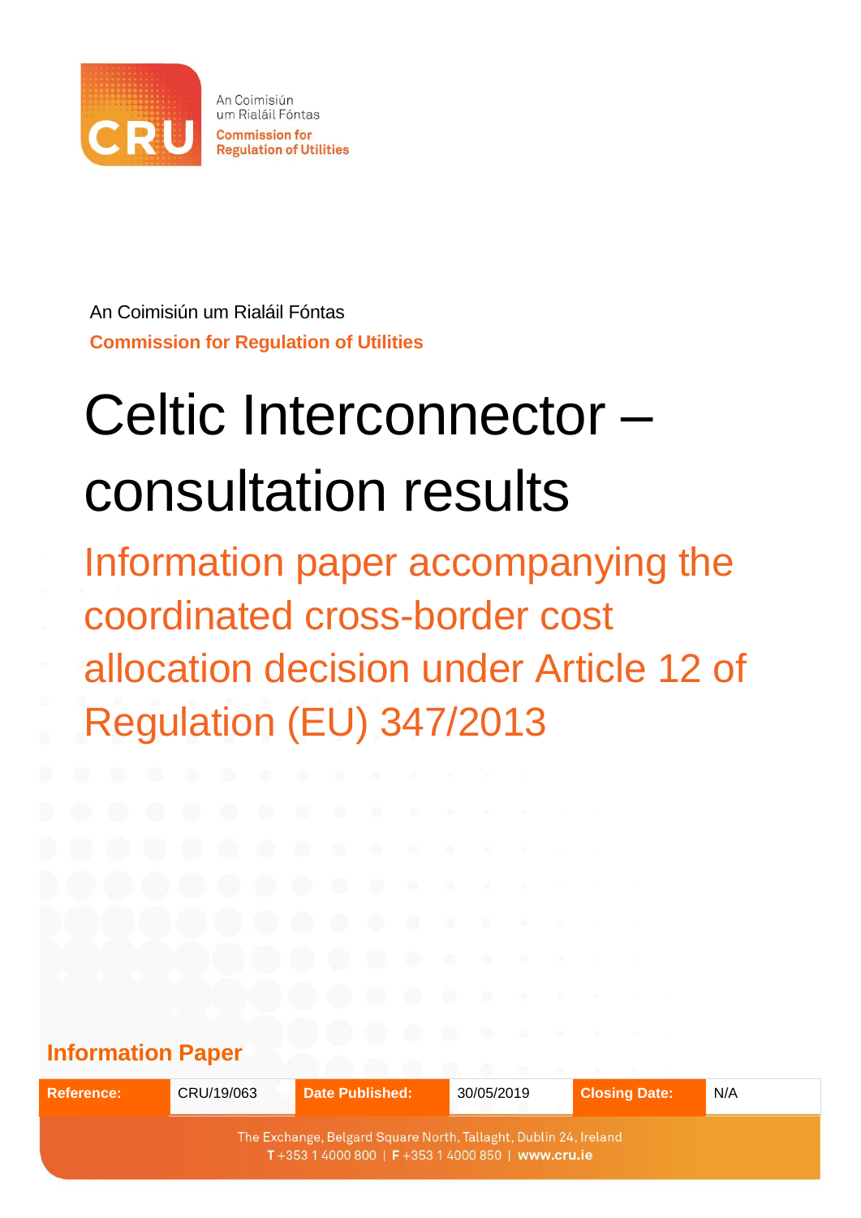An Coimisiún um Rialáil Fóntas
Commission for Regulation of Utilities

An Coimisiún um Rialáil Fóntas

**Commission for Regulation of Utilities**

# Celtic Interconnector – consultation results

## Information paper accompanying the coordinated cross-border cost allocation decision under Article 12 of Regulation (EU) 347/2013

**Information Paper**

| Reference: | CRU/19/063 | Date Published: | 30/05/2019 | Closing Date: | N/A |
|---|---|---|---|---|---|

The Exchange, Belgard Square North, Tallaght, Dublin 24, Ireland
T +353 1 4000 800 | F +353 1 4000 850 | www.cru.ie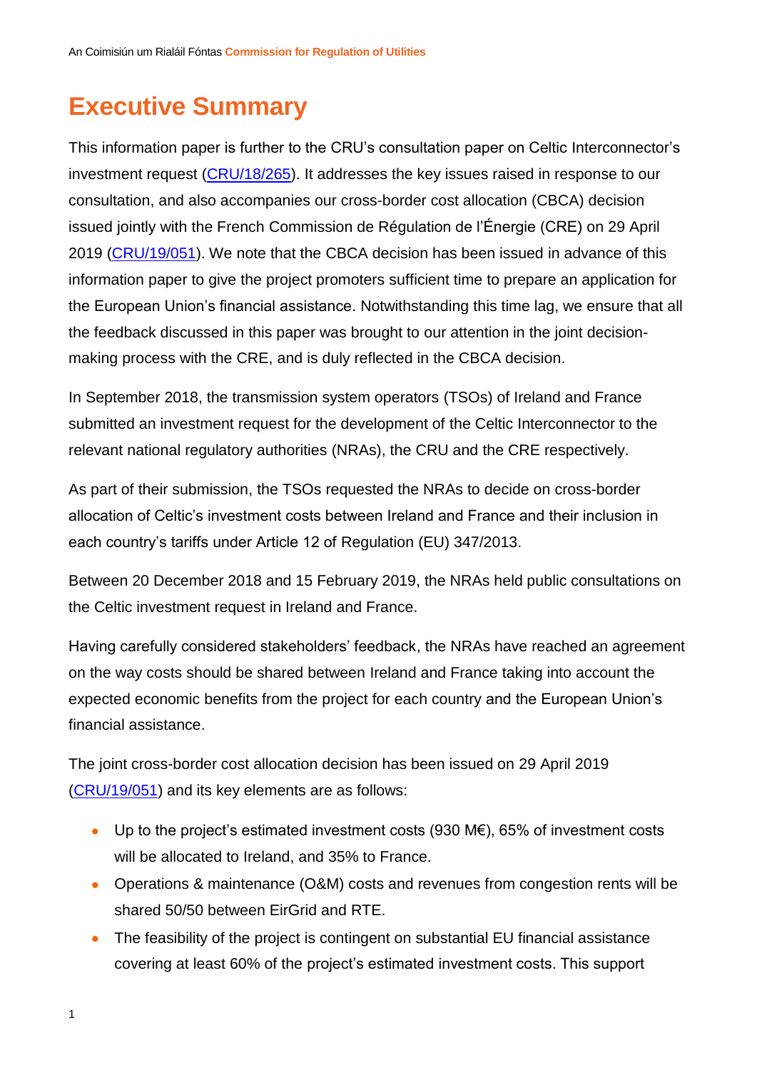# Executive Summary

This information paper is further to the CRU's consultation paper on Celtic Interconnector's investment request (CRU/18/265). It addresses the key issues raised in response to our consultation, and also accompanies our cross-border cost allocation (CBCA) decision issued jointly with the French Commission de Régulation de l'Énergie (CRE) on 29 April 2019 (CRU/19/051). We note that the CBCA decision has been issued in advance of this information paper to give the project promoters sufficient time to prepare an application for the European Union's financial assistance. Notwithstanding this time lag, we ensure that all the feedback discussed in this paper was brought to our attention in the joint decision-making process with the CRE, and is duly reflected in the CBCA decision.

In September 2018, the transmission system operators (TSOs) of Ireland and France submitted an investment request for the development of the Celtic Interconnector to the relevant national regulatory authorities (NRAs), the CRU and the CRE respectively.

As part of their submission, the TSOs requested the NRAs to decide on cross-border allocation of Celtic's investment costs between Ireland and France and their inclusion in each country's tariffs under Article 12 of Regulation (EU) 347/2013.

Between 20 December 2018 and 15 February 2019, the NRAs held public consultations on the Celtic investment request in Ireland and France.

Having carefully considered stakeholders' feedback, the NRAs have reached an agreement on the way costs should be shared between Ireland and France taking into account the expected economic benefits from the project for each country and the European Union's financial assistance.

The joint cross-border cost allocation decision has been issued on 29 April 2019 (CRU/19/051) and its key elements are as follows:

- Up to the project's estimated investment costs (930 M€), 65% of investment costs will be allocated to Ireland, and 35% to France.
- Operations & maintenance (O&M) costs and revenues from congestion rents will be shared 50/50 between EirGrid and RTE.
- The feasibility of the project is contingent on substantial EU financial assistance covering at least 60% of the project's estimated investment costs. This support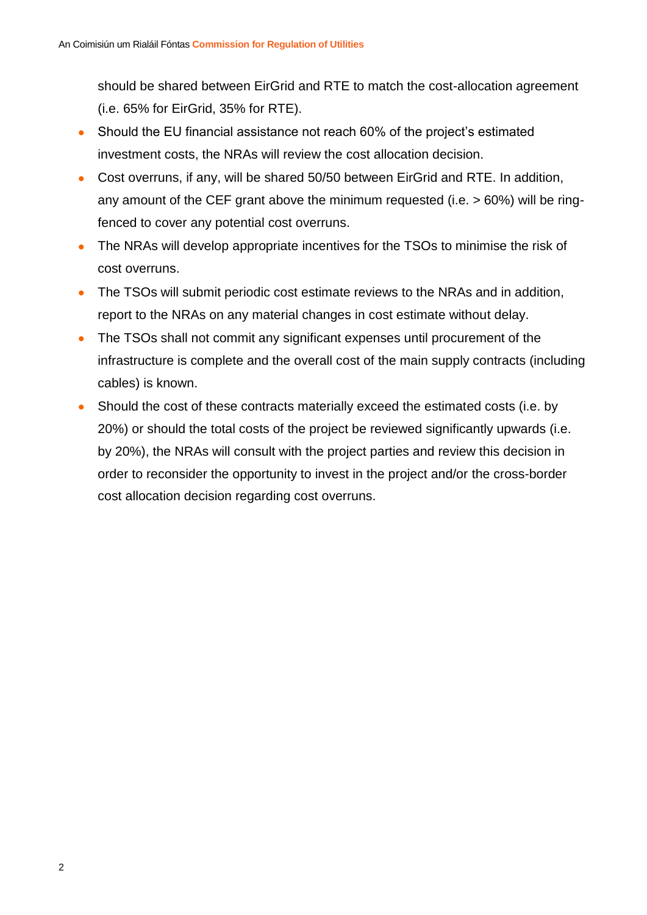should be shared between EirGrid and RTE to match the cost-allocation agreement (i.e. 65% for EirGrid, 35% for RTE).

- Should the EU financial assistance not reach 60% of the project's estimated investment costs, the NRAs will review the cost allocation decision.
- Cost overruns, if any, will be shared 50/50 between EirGrid and RTE. In addition, any amount of the CEF grant above the minimum requested (i.e. > 60%) will be ring-fenced to cover any potential cost overruns.
- The NRAs will develop appropriate incentives for the TSOs to minimise the risk of cost overruns.
- The TSOs will submit periodic cost estimate reviews to the NRAs and in addition, report to the NRAs on any material changes in cost estimate without delay.
- The TSOs shall not commit any significant expenses until procurement of the infrastructure is complete and the overall cost of the main supply contracts (including cables) is known.
- Should the cost of these contracts materially exceed the estimated costs (i.e. by 20%) or should the total costs of the project be reviewed significantly upwards (i.e. by 20%), the NRAs will consult with the project parties and review this decision in order to reconsider the opportunity to invest in the project and/or the cross-border cost allocation decision regarding cost overruns.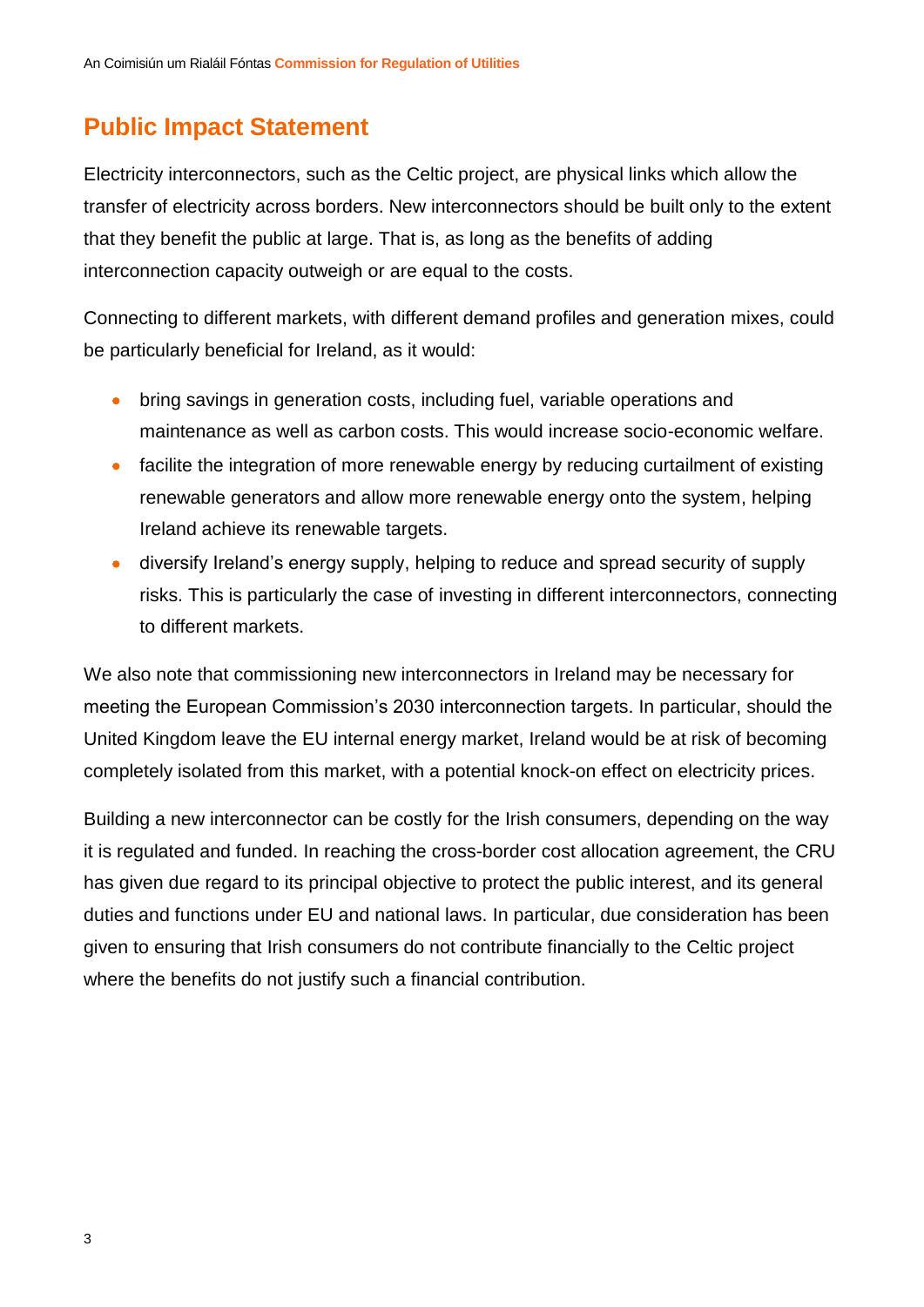## Public Impact Statement

Electricity interconnectors, such as the Celtic project, are physical links which allow the transfer of electricity across borders. New interconnectors should be built only to the extent that they benefit the public at large. That is, as long as the benefits of adding interconnection capacity outweigh or are equal to the costs.

Connecting to different markets, with different demand profiles and generation mixes, could be particularly beneficial for Ireland, as it would:

- bring savings in generation costs, including fuel, variable operations and maintenance as well as carbon costs. This would increase socio-economic welfare.
- facilite the integration of more renewable energy by reducing curtailment of existing renewable generators and allow more renewable energy onto the system, helping Ireland achieve its renewable targets.
- diversify Ireland's energy supply, helping to reduce and spread security of supply risks. This is particularly the case of investing in different interconnectors, connecting to different markets.

We also note that commissioning new interconnectors in Ireland may be necessary for meeting the European Commission's 2030 interconnection targets. In particular, should the United Kingdom leave the EU internal energy market, Ireland would be at risk of becoming completely isolated from this market, with a potential knock-on effect on electricity prices.

Building a new interconnector can be costly for the Irish consumers, depending on the way it is regulated and funded. In reaching the cross-border cost allocation agreement, the CRU has given due regard to its principal objective to protect the public interest, and its general duties and functions under EU and national laws. In particular, due consideration has been given to ensuring that Irish consumers do not contribute financially to the Celtic project where the benefits do not justify such a financial contribution.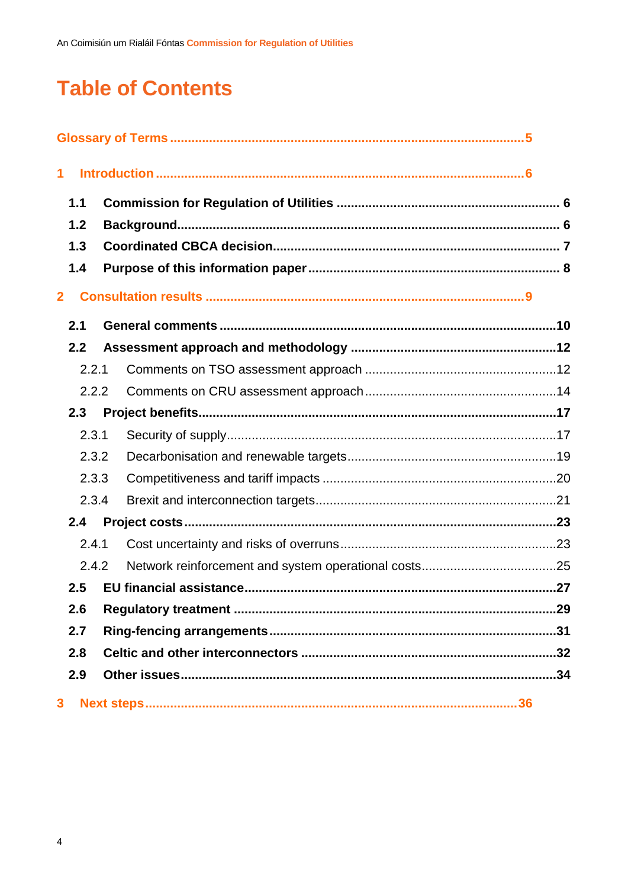# Table of Contents

Glossary of Terms ..... 5

1 Introduction ..... 6

- 1.1 Commission for Regulation of Utilities ..... 6
- 1.2 Background ..... 6
- 1.3 Coordinated CBCA decision ..... 7
- 1.4 Purpose of this information paper ..... 8

2 Consultation results ..... 9

- 2.1 General comments ..... 10
- 2.2 Assessment approach and methodology ..... 12
  - 2.2.1 Comments on TSO assessment approach ..... 12
  - 2.2.2 Comments on CRU assessment approach ..... 14
- 2.3 Project benefits ..... 17
  - 2.3.1 Security of supply ..... 17
  - 2.3.2 Decarbonisation and renewable targets ..... 19
  - 2.3.3 Competitiveness and tariff impacts ..... 20
  - 2.3.4 Brexit and interconnection targets ..... 21
- 2.4 Project costs ..... 23
  - 2.4.1 Cost uncertainty and risks of overruns ..... 23
  - 2.4.2 Network reinforcement and system operational costs ..... 25
- 2.5 EU financial assistance ..... 27
- 2.6 Regulatory treatment ..... 29
- 2.7 Ring-fencing arrangements ..... 31
- 2.8 Celtic and other interconnectors ..... 32
- 2.9 Other issues ..... 34

3 Next steps ..... 36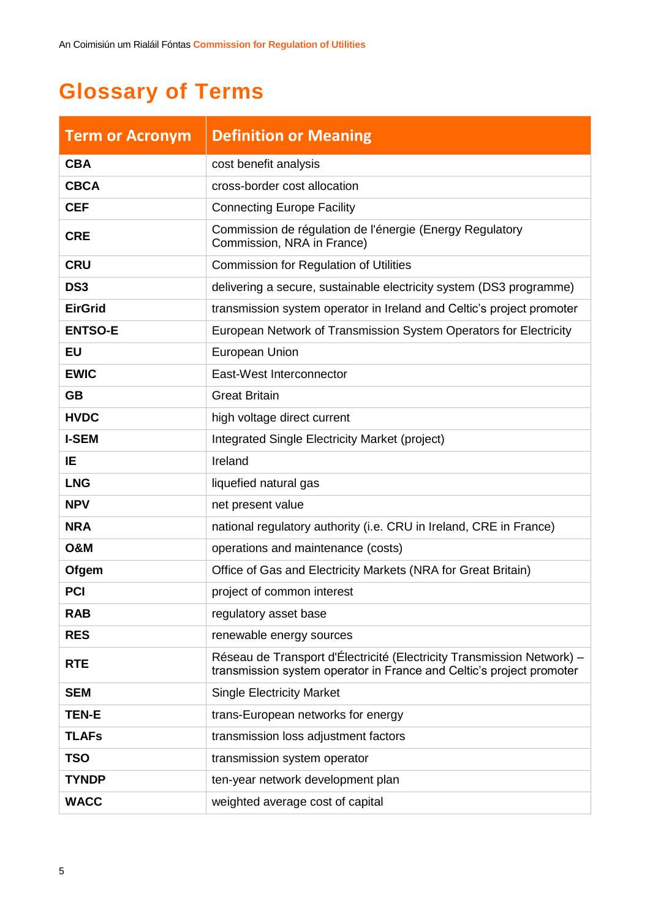# Glossary of Terms

| Term or Acronym | Definition or Meaning |
|---|---|
| **CBA** | cost benefit analysis |
| **CBCA** | cross-border cost allocation |
| **CEF** | Connecting Europe Facility |
| **CRE** | Commission de régulation de l'énergie (Energy Regulatory Commission, NRA in France) |
| **CRU** | Commission for Regulation of Utilities |
| **DS3** | delivering a secure, sustainable electricity system (DS3 programme) |
| **EirGrid** | transmission system operator in Ireland and Celtic's project promoter |
| **ENTSO-E** | European Network of Transmission System Operators for Electricity |
| **EU** | European Union |
| **EWIC** | East-West Interconnector |
| **GB** | Great Britain |
| **HVDC** | high voltage direct current |
| **I-SEM** | Integrated Single Electricity Market (project) |
| **IE** | Ireland |
| **LNG** | liquefied natural gas |
| **NPV** | net present value |
| **NRA** | national regulatory authority (i.e. CRU in Ireland, CRE in France) |
| **O&M** | operations and maintenance (costs) |
| **Ofgem** | Office of Gas and Electricity Markets (NRA for Great Britain) |
| **PCI** | project of common interest |
| **RAB** | regulatory asset base |
| **RES** | renewable energy sources |
| **RTE** | Réseau de Transport d'Électricité (Electricity Transmission Network) – transmission system operator in France and Celtic's project promoter |
| **SEM** | Single Electricity Market |
| **TEN-E** | trans-European networks for energy |
| **TLAFs** | transmission loss adjustment factors |
| **TSO** | transmission system operator |
| **TYNDP** | ten-year network development plan |
| **WACC** | weighted average cost of capital |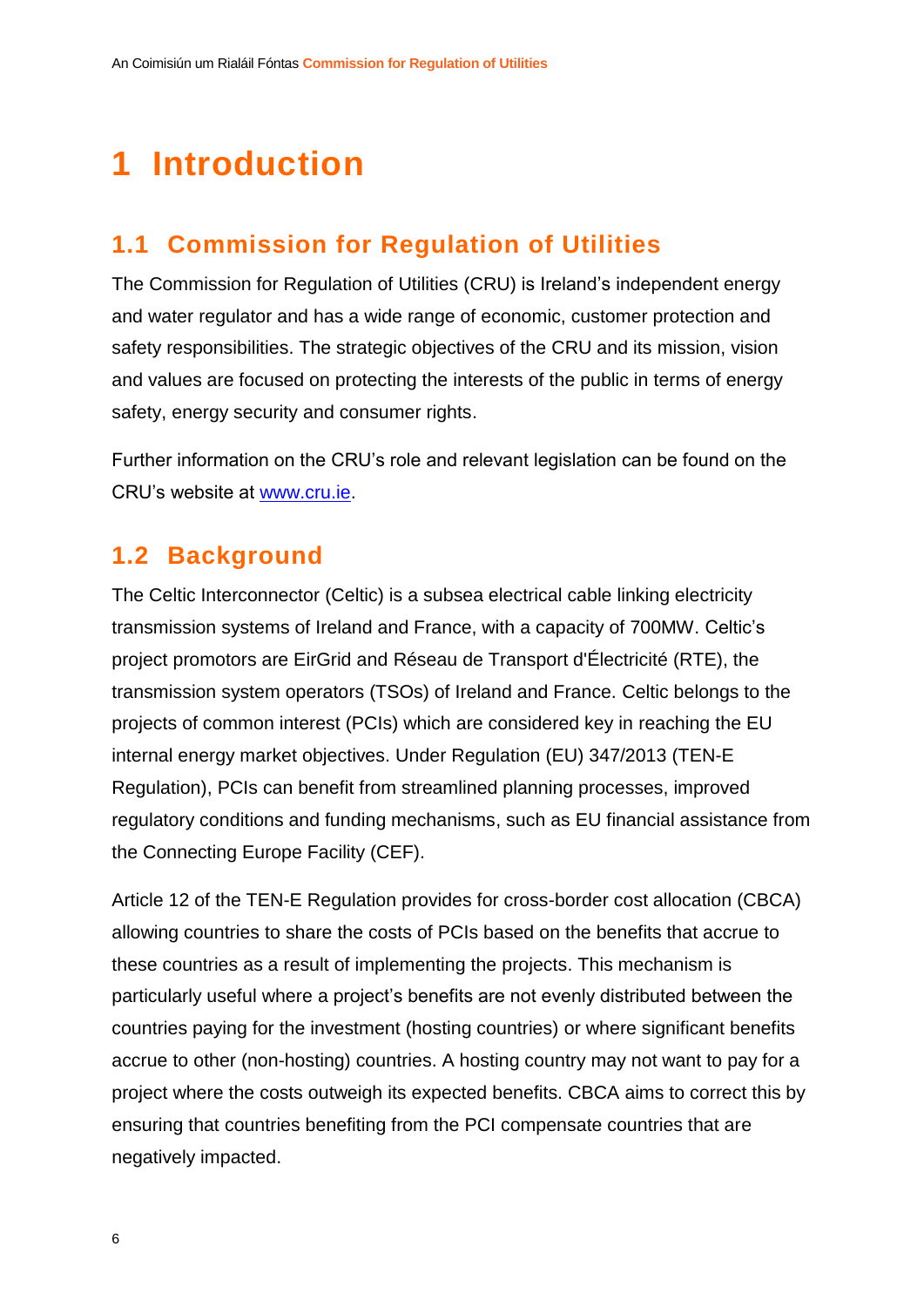# 1 Introduction

## 1.1 Commission for Regulation of Utilities

The Commission for Regulation of Utilities (CRU) is Ireland's independent energy and water regulator and has a wide range of economic, customer protection and safety responsibilities. The strategic objectives of the CRU and its mission, vision and values are focused on protecting the interests of the public in terms of energy safety, energy security and consumer rights.

Further information on the CRU's role and relevant legislation can be found on the CRU's website at [www.cru.ie](http://www.cru.ie).

## 1.2 Background

The Celtic Interconnector (Celtic) is a subsea electrical cable linking electricity transmission systems of Ireland and France, with a capacity of 700MW. Celtic's project promotors are EirGrid and Réseau de Transport d'Électricité (RTE), the transmission system operators (TSOs) of Ireland and France. Celtic belongs to the projects of common interest (PCIs) which are considered key in reaching the EU internal energy market objectives. Under Regulation (EU) 347/2013 (TEN-E Regulation), PCIs can benefit from streamlined planning processes, improved regulatory conditions and funding mechanisms, such as EU financial assistance from the Connecting Europe Facility (CEF).

Article 12 of the TEN-E Regulation provides for cross-border cost allocation (CBCA) allowing countries to share the costs of PCIs based on the benefits that accrue to these countries as a result of implementing the projects. This mechanism is particularly useful where a project's benefits are not evenly distributed between the countries paying for the investment (hosting countries) or where significant benefits accrue to other (non-hosting) countries. A hosting country may not want to pay for a project where the costs outweigh its expected benefits. CBCA aims to correct this by ensuring that countries benefiting from the PCI compensate countries that are negatively impacted.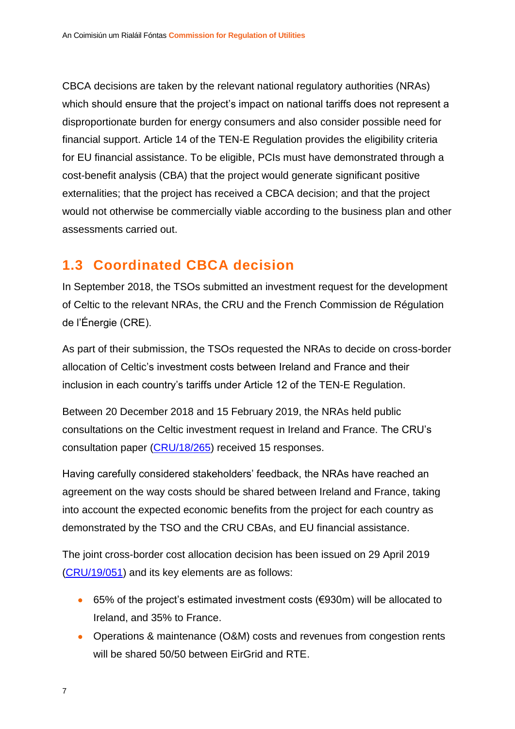CBCA decisions are taken by the relevant national regulatory authorities (NRAs) which should ensure that the project's impact on national tariffs does not represent a disproportionate burden for energy consumers and also consider possible need for financial support. Article 14 of the TEN-E Regulation provides the eligibility criteria for EU financial assistance. To be eligible, PCIs must have demonstrated through a cost-benefit analysis (CBA) that the project would generate significant positive externalities; that the project has received a CBCA decision; and that the project would not otherwise be commercially viable according to the business plan and other assessments carried out.

## 1.3 Coordinated CBCA decision

In September 2018, the TSOs submitted an investment request for the development of Celtic to the relevant NRAs, the CRU and the French Commission de Régulation de l'Énergie (CRE).

As part of their submission, the TSOs requested the NRAs to decide on cross-border allocation of Celtic's investment costs between Ireland and France and their inclusion in each country's tariffs under Article 12 of the TEN-E Regulation.

Between 20 December 2018 and 15 February 2019, the NRAs held public consultations on the Celtic investment request in Ireland and France. The CRU's consultation paper (CRU/18/265) received 15 responses.

Having carefully considered stakeholders' feedback, the NRAs have reached an agreement on the way costs should be shared between Ireland and France, taking into account the expected economic benefits from the project for each country as demonstrated by the TSO and the CRU CBAs, and EU financial assistance.

The joint cross-border cost allocation decision has been issued on 29 April 2019 (CRU/19/051) and its key elements are as follows:

- 65% of the project's estimated investment costs (€930m) will be allocated to Ireland, and 35% to France.
- Operations & maintenance (O&M) costs and revenues from congestion rents will be shared 50/50 between EirGrid and RTE.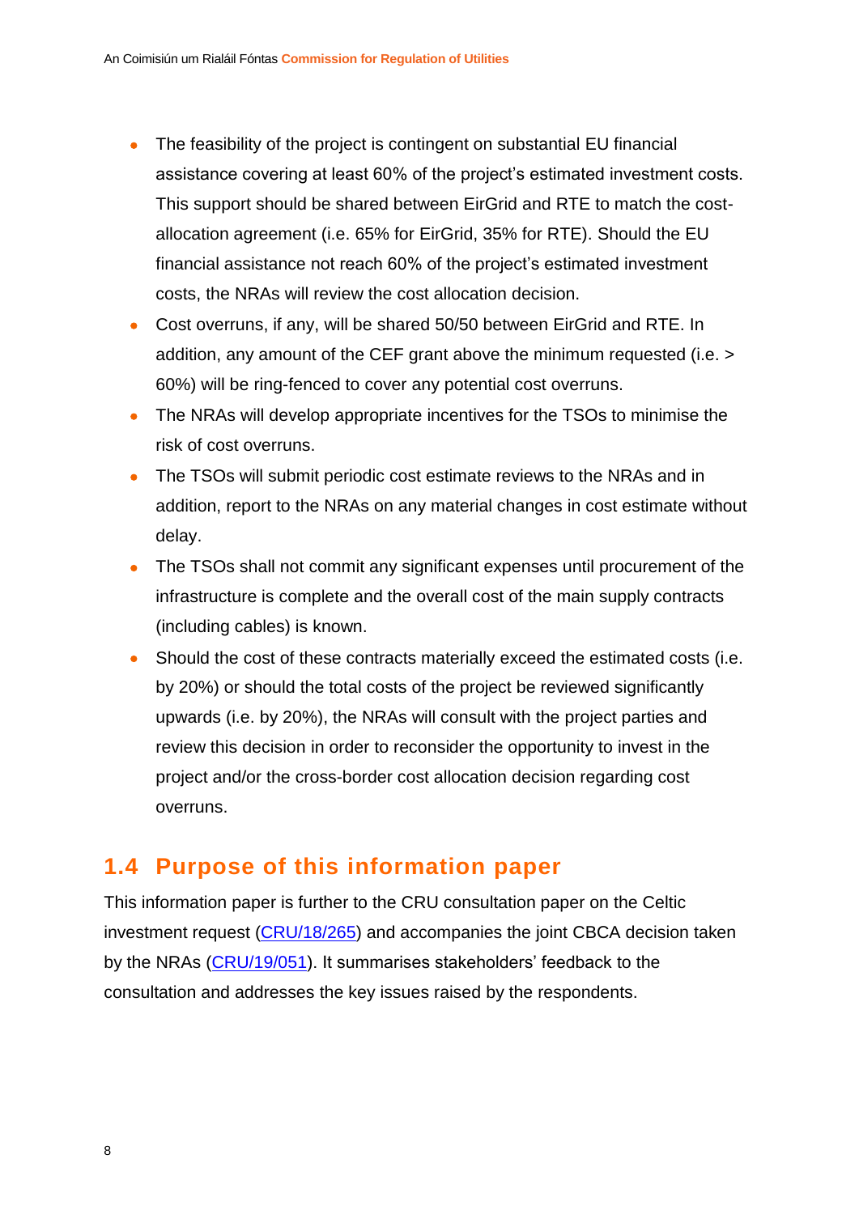- The feasibility of the project is contingent on substantial EU financial assistance covering at least 60% of the project's estimated investment costs. This support should be shared between EirGrid and RTE to match the cost-allocation agreement (i.e. 65% for EirGrid, 35% for RTE). Should the EU financial assistance not reach 60% of the project's estimated investment costs, the NRAs will review the cost allocation decision.
- Cost overruns, if any, will be shared 50/50 between EirGrid and RTE. In addition, any amount of the CEF grant above the minimum requested (i.e. > 60%) will be ring-fenced to cover any potential cost overruns.
- The NRAs will develop appropriate incentives for the TSOs to minimise the risk of cost overruns.
- The TSOs will submit periodic cost estimate reviews to the NRAs and in addition, report to the NRAs on any material changes in cost estimate without delay.
- The TSOs shall not commit any significant expenses until procurement of the infrastructure is complete and the overall cost of the main supply contracts (including cables) is known.
- Should the cost of these contracts materially exceed the estimated costs (i.e. by 20%) or should the total costs of the project be reviewed significantly upwards (i.e. by 20%), the NRAs will consult with the project parties and review this decision in order to reconsider the opportunity to invest in the project and/or the cross-border cost allocation decision regarding cost overruns.

## 1.4 Purpose of this information paper

This information paper is further to the CRU consultation paper on the Celtic investment request (CRU/18/265) and accompanies the joint CBCA decision taken by the NRAs (CRU/19/051). It summarises stakeholders' feedback to the consultation and addresses the key issues raised by the respondents.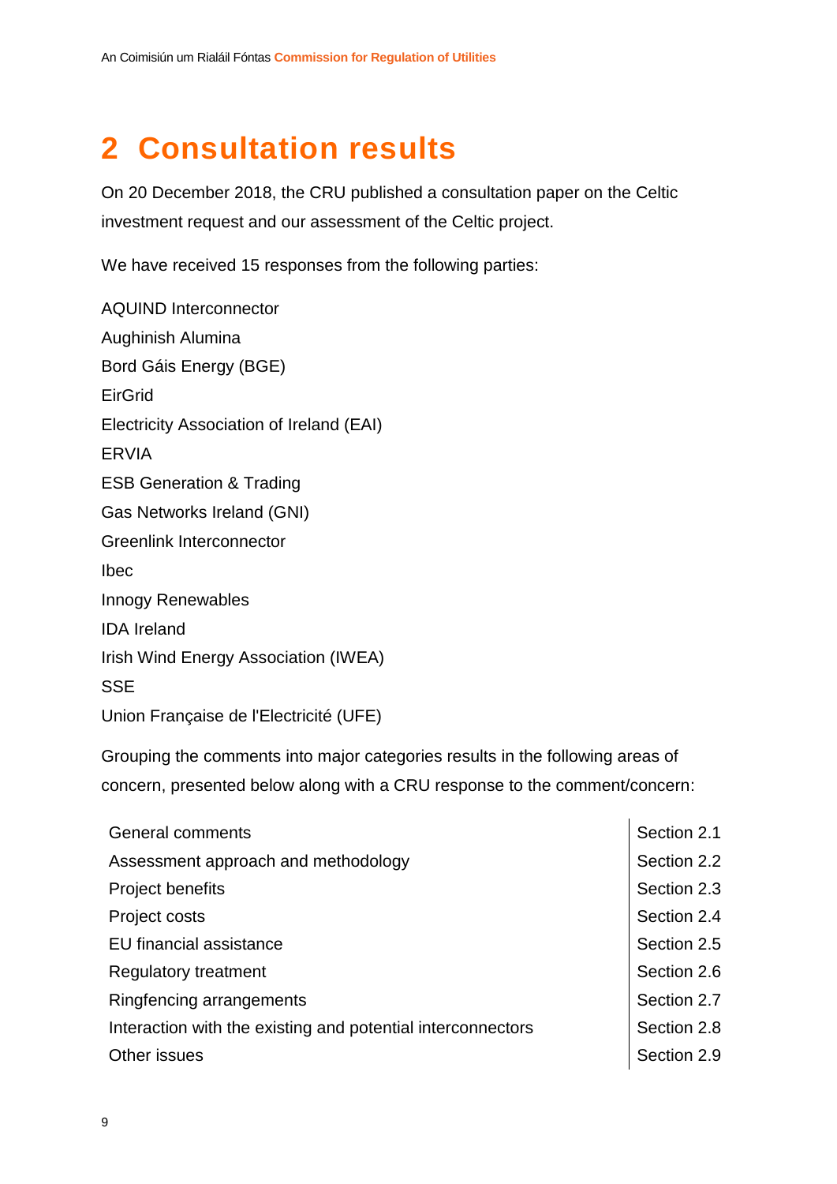# 2 Consultation results

On 20 December 2018, the CRU published a consultation paper on the Celtic investment request and our assessment of the Celtic project.

We have received 15 responses from the following parties:

AQUIND Interconnector  
Aughinish Alumina  
Bord Gáis Energy (BGE)  
EirGrid  
Electricity Association of Ireland (EAI)  
ERVIA  
ESB Generation & Trading  
Gas Networks Ireland (GNI)  
Greenlink Interconnector  
Ibec  
Innogy Renewables  
IDA Ireland  
Irish Wind Energy Association (IWEA)  
SSE  
Union Française de l'Electricité (UFE)

Grouping the comments into major categories results in the following areas of concern, presented below along with a CRU response to the comment/concern:

| | |
|---|---|
| General comments | Section 2.1 |
| Assessment approach and methodology | Section 2.2 |
| Project benefits | Section 2.3 |
| Project costs | Section 2.4 |
| EU financial assistance | Section 2.5 |
| Regulatory treatment | Section 2.6 |
| Ringfencing arrangements | Section 2.7 |
| Interaction with the existing and potential interconnectors | Section 2.8 |
| Other issues | Section 2.9 |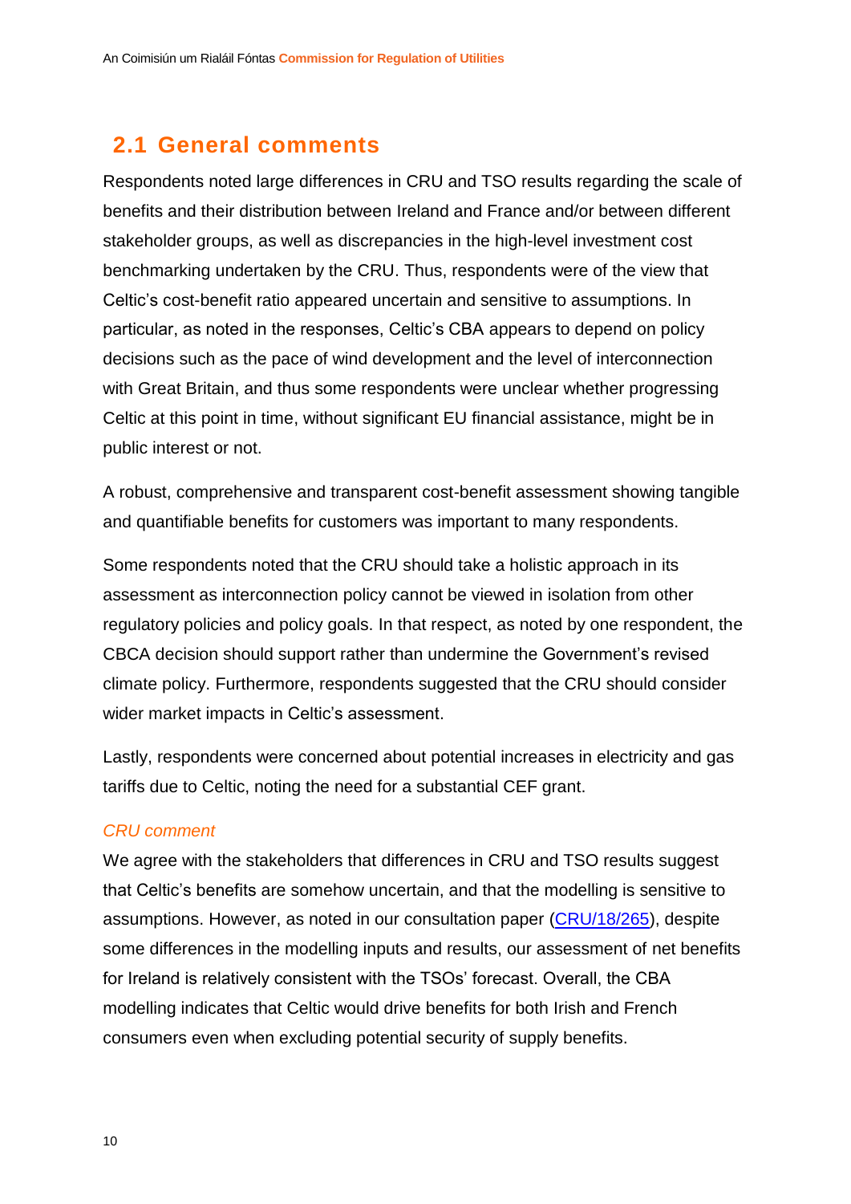## 2.1 General comments

Respondents noted large differences in CRU and TSO results regarding the scale of benefits and their distribution between Ireland and France and/or between different stakeholder groups, as well as discrepancies in the high-level investment cost benchmarking undertaken by the CRU. Thus, respondents were of the view that Celtic's cost-benefit ratio appeared uncertain and sensitive to assumptions. In particular, as noted in the responses, Celtic's CBA appears to depend on policy decisions such as the pace of wind development and the level of interconnection with Great Britain, and thus some respondents were unclear whether progressing Celtic at this point in time, without significant EU financial assistance, might be in public interest or not.

A robust, comprehensive and transparent cost-benefit assessment showing tangible and quantifiable benefits for customers was important to many respondents.

Some respondents noted that the CRU should take a holistic approach in its assessment as interconnection policy cannot be viewed in isolation from other regulatory policies and policy goals. In that respect, as noted by one respondent, the CBCA decision should support rather than undermine the Government's revised climate policy. Furthermore, respondents suggested that the CRU should consider wider market impacts in Celtic's assessment.

Lastly, respondents were concerned about potential increases in electricity and gas tariffs due to Celtic, noting the need for a substantial CEF grant.

*CRU comment*

We agree with the stakeholders that differences in CRU and TSO results suggest that Celtic's benefits are somehow uncertain, and that the modelling is sensitive to assumptions. However, as noted in our consultation paper (CRU/18/265), despite some differences in the modelling inputs and results, our assessment of net benefits for Ireland is relatively consistent with the TSOs' forecast. Overall, the CBA modelling indicates that Celtic would drive benefits for both Irish and French consumers even when excluding potential security of supply benefits.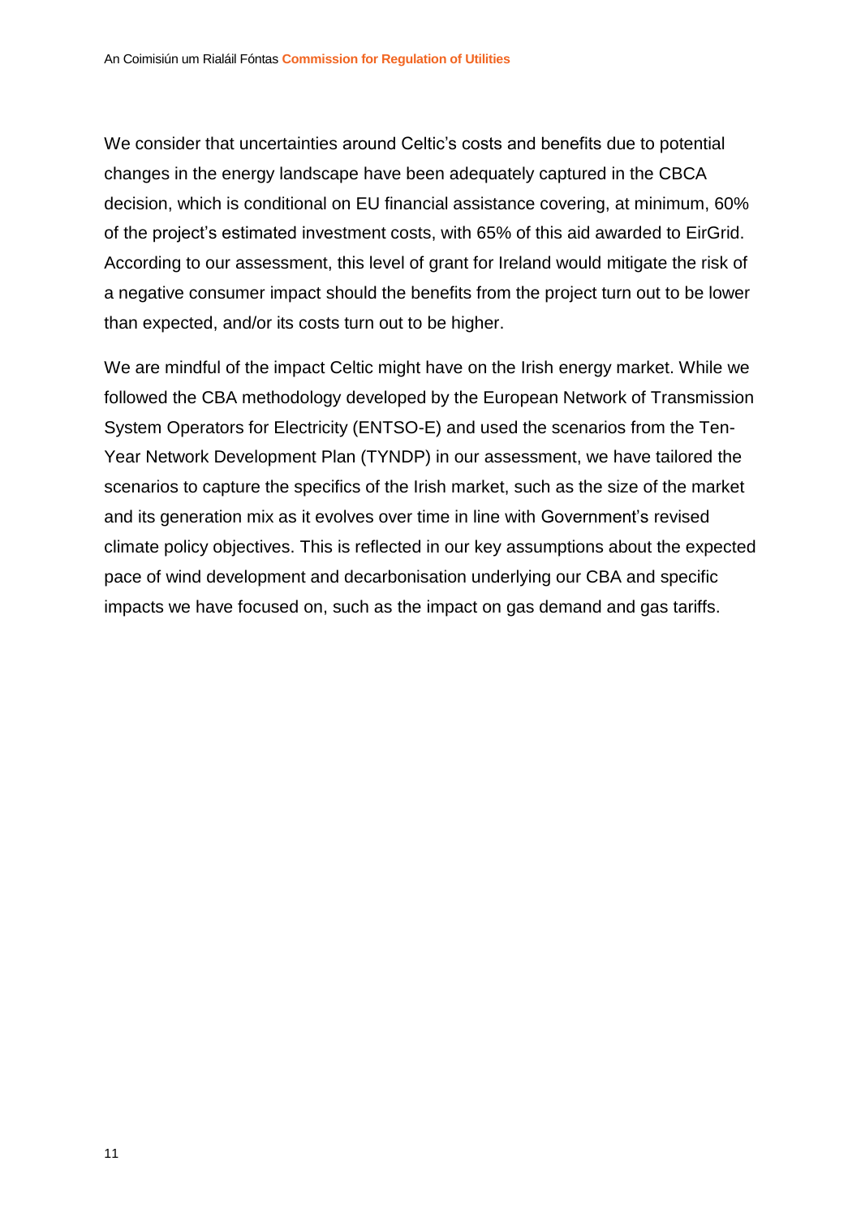We consider that uncertainties around Celtic's costs and benefits due to potential changes in the energy landscape have been adequately captured in the CBCA decision, which is conditional on EU financial assistance covering, at minimum, 60% of the project's estimated investment costs, with 65% of this aid awarded to EirGrid. According to our assessment, this level of grant for Ireland would mitigate the risk of a negative consumer impact should the benefits from the project turn out to be lower than expected, and/or its costs turn out to be higher.

We are mindful of the impact Celtic might have on the Irish energy market. While we followed the CBA methodology developed by the European Network of Transmission System Operators for Electricity (ENTSO-E) and used the scenarios from the Ten-Year Network Development Plan (TYNDP) in our assessment, we have tailored the scenarios to capture the specifics of the Irish market, such as the size of the market and its generation mix as it evolves over time in line with Government's revised climate policy objectives. This is reflected in our key assumptions about the expected pace of wind development and decarbonisation underlying our CBA and specific impacts we have focused on, such as the impact on gas demand and gas tariffs.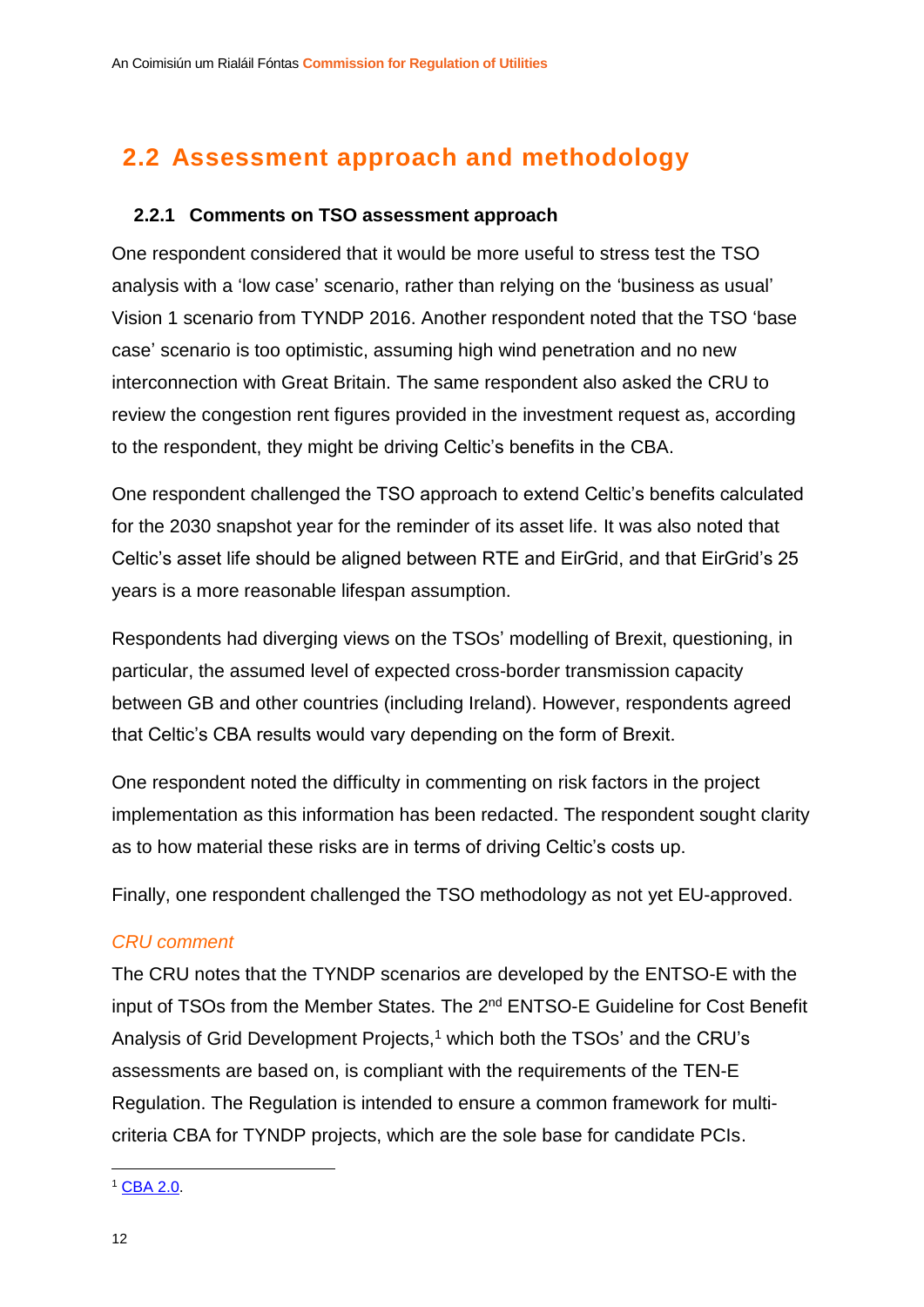## 2.2 Assessment approach and methodology

### 2.2.1 Comments on TSO assessment approach

One respondent considered that it would be more useful to stress test the TSO analysis with a 'low case' scenario, rather than relying on the 'business as usual' Vision 1 scenario from TYNDP 2016. Another respondent noted that the TSO 'base case' scenario is too optimistic, assuming high wind penetration and no new interconnection with Great Britain. The same respondent also asked the CRU to review the congestion rent figures provided in the investment request as, according to the respondent, they might be driving Celtic's benefits in the CBA.

One respondent challenged the TSO approach to extend Celtic's benefits calculated for the 2030 snapshot year for the reminder of its asset life. It was also noted that Celtic's asset life should be aligned between RTE and EirGrid, and that EirGrid's 25 years is a more reasonable lifespan assumption.

Respondents had diverging views on the TSOs' modelling of Brexit, questioning, in particular, the assumed level of expected cross-border transmission capacity between GB and other countries (including Ireland). However, respondents agreed that Celtic's CBA results would vary depending on the form of Brexit.

One respondent noted the difficulty in commenting on risk factors in the project implementation as this information has been redacted. The respondent sought clarity as to how material these risks are in terms of driving Celtic's costs up.

Finally, one respondent challenged the TSO methodology as not yet EU-approved.

*CRU comment*

The CRU notes that the TYNDP scenarios are developed by the ENTSO-E with the input of TSOs from the Member States. The 2nd ENTSO-E Guideline for Cost Benefit Analysis of Grid Development Projects,[1] which both the TSOs' and the CRU's assessments are based on, is compliant with the requirements of the TEN-E Regulation. The Regulation is intended to ensure a common framework for multi-criteria CBA for TYNDP projects, which are the sole base for candidate PCIs.

[1] CBA 2.0.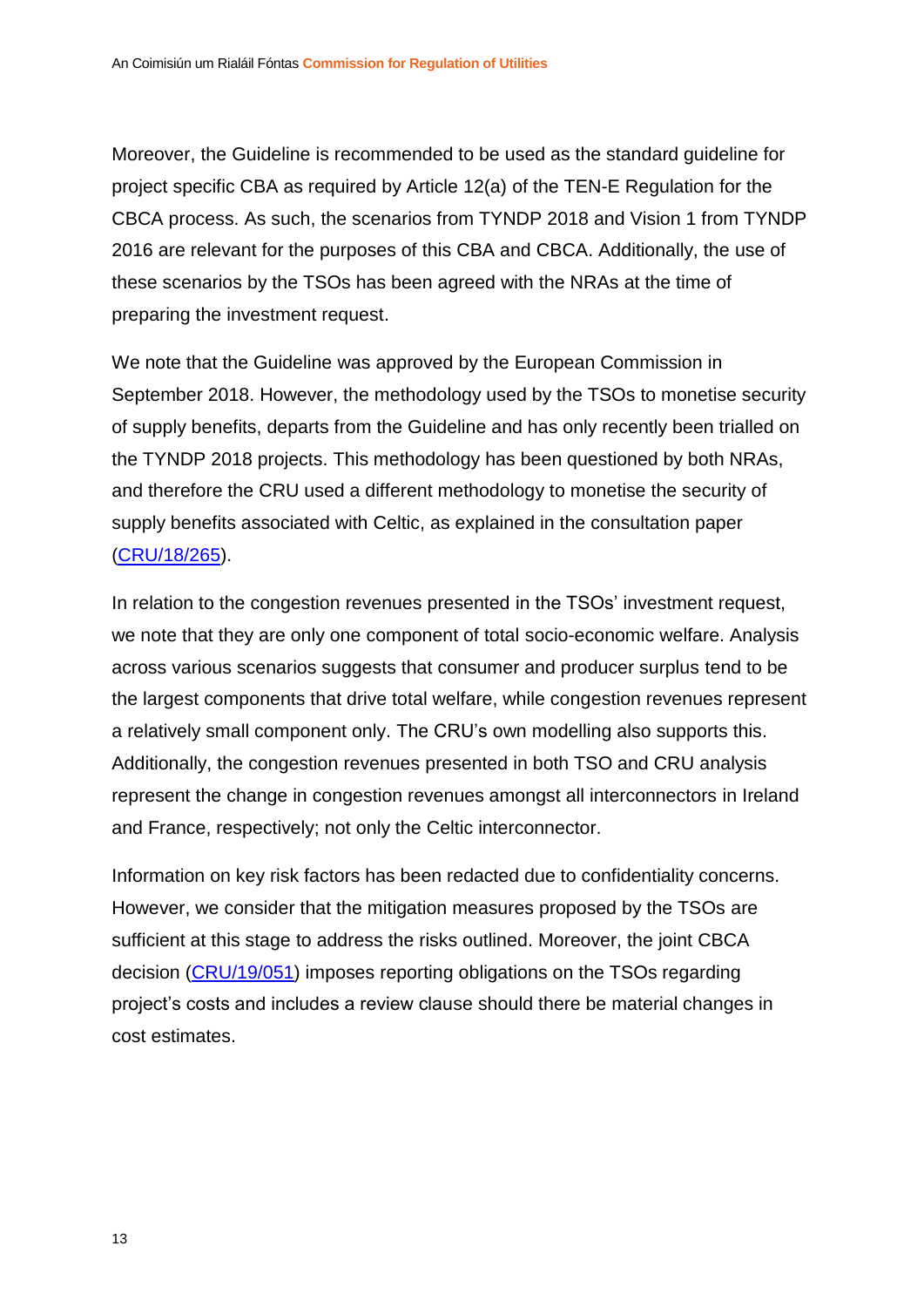Moreover, the Guideline is recommended to be used as the standard guideline for project specific CBA as required by Article 12(a) of the TEN-E Regulation for the CBCA process. As such, the scenarios from TYNDP 2018 and Vision 1 from TYNDP 2016 are relevant for the purposes of this CBA and CBCA. Additionally, the use of these scenarios by the TSOs has been agreed with the NRAs at the time of preparing the investment request.

We note that the Guideline was approved by the European Commission in September 2018. However, the methodology used by the TSOs to monetise security of supply benefits, departs from the Guideline and has only recently been trialled on the TYNDP 2018 projects. This methodology has been questioned by both NRAs, and therefore the CRU used a different methodology to monetise the security of supply benefits associated with Celtic, as explained in the consultation paper (CRU/18/265).

In relation to the congestion revenues presented in the TSOs' investment request, we note that they are only one component of total socio-economic welfare. Analysis across various scenarios suggests that consumer and producer surplus tend to be the largest components that drive total welfare, while congestion revenues represent a relatively small component only. The CRU's own modelling also supports this. Additionally, the congestion revenues presented in both TSO and CRU analysis represent the change in congestion revenues amongst all interconnectors in Ireland and France, respectively; not only the Celtic interconnector.

Information on key risk factors has been redacted due to confidentiality concerns. However, we consider that the mitigation measures proposed by the TSOs are sufficient at this stage to address the risks outlined. Moreover, the joint CBCA decision (CRU/19/051) imposes reporting obligations on the TSOs regarding project's costs and includes a review clause should there be material changes in cost estimates.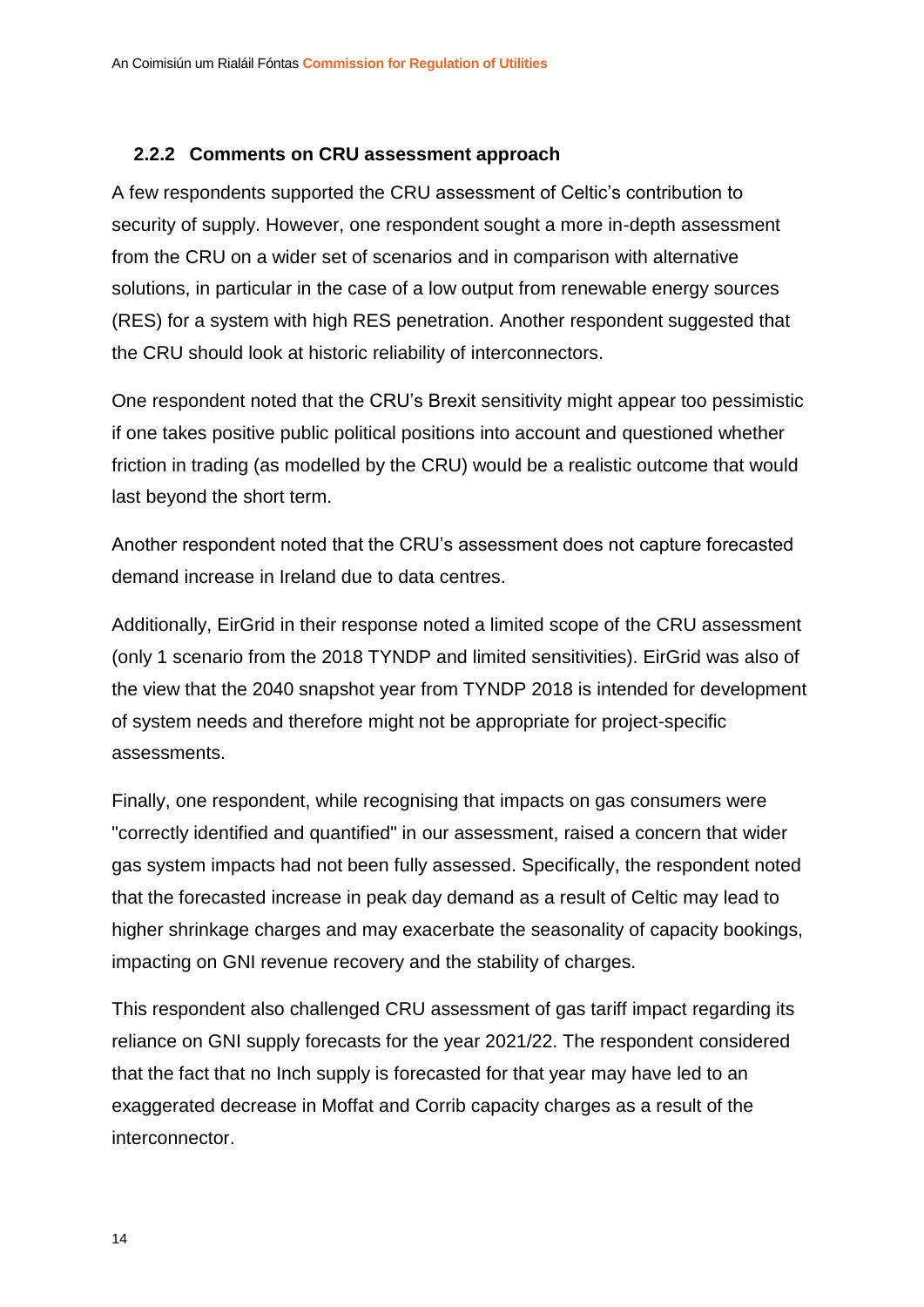### 2.2.2 Comments on CRU assessment approach

A few respondents supported the CRU assessment of Celtic's contribution to security of supply. However, one respondent sought a more in-depth assessment from the CRU on a wider set of scenarios and in comparison with alternative solutions, in particular in the case of a low output from renewable energy sources (RES) for a system with high RES penetration. Another respondent suggested that the CRU should look at historic reliability of interconnectors.

One respondent noted that the CRU's Brexit sensitivity might appear too pessimistic if one takes positive public political positions into account and questioned whether friction in trading (as modelled by the CRU) would be a realistic outcome that would last beyond the short term.

Another respondent noted that the CRU's assessment does not capture forecasted demand increase in Ireland due to data centres.

Additionally, EirGrid in their response noted a limited scope of the CRU assessment (only 1 scenario from the 2018 TYNDP and limited sensitivities). EirGrid was also of the view that the 2040 snapshot year from TYNDP 2018 is intended for development of system needs and therefore might not be appropriate for project-specific assessments.

Finally, one respondent, while recognising that impacts on gas consumers were "correctly identified and quantified" in our assessment, raised a concern that wider gas system impacts had not been fully assessed. Specifically, the respondent noted that the forecasted increase in peak day demand as a result of Celtic may lead to higher shrinkage charges and may exacerbate the seasonality of capacity bookings, impacting on GNI revenue recovery and the stability of charges.

This respondent also challenged CRU assessment of gas tariff impact regarding its reliance on GNI supply forecasts for the year 2021/22. The respondent considered that the fact that no Inch supply is forecasted for that year may have led to an exaggerated decrease in Moffat and Corrib capacity charges as a result of the interconnector.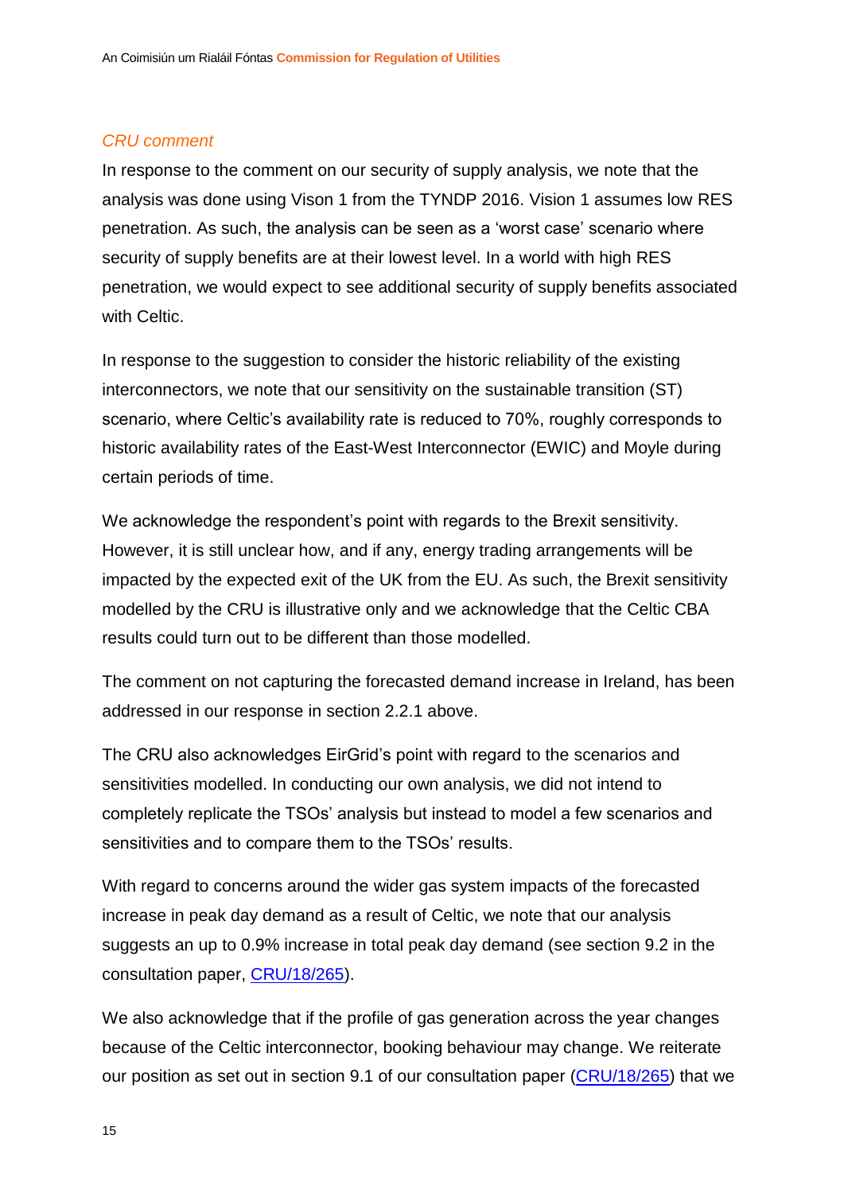*CRU comment*

In response to the comment on our security of supply analysis, we note that the analysis was done using Vison 1 from the TYNDP 2016. Vision 1 assumes low RES penetration. As such, the analysis can be seen as a 'worst case' scenario where security of supply benefits are at their lowest level. In a world with high RES penetration, we would expect to see additional security of supply benefits associated with Celtic.

In response to the suggestion to consider the historic reliability of the existing interconnectors, we note that our sensitivity on the sustainable transition (ST) scenario, where Celtic's availability rate is reduced to 70%, roughly corresponds to historic availability rates of the East-West Interconnector (EWIC) and Moyle during certain periods of time.

We acknowledge the respondent's point with regards to the Brexit sensitivity. However, it is still unclear how, and if any, energy trading arrangements will be impacted by the expected exit of the UK from the EU. As such, the Brexit sensitivity modelled by the CRU is illustrative only and we acknowledge that the Celtic CBA results could turn out to be different than those modelled.

The comment on not capturing the forecasted demand increase in Ireland, has been addressed in our response in section 2.2.1 above.

The CRU also acknowledges EirGrid's point with regard to the scenarios and sensitivities modelled. In conducting our own analysis, we did not intend to completely replicate the TSOs' analysis but instead to model a few scenarios and sensitivities and to compare them to the TSOs' results.

With regard to concerns around the wider gas system impacts of the forecasted increase in peak day demand as a result of Celtic, we note that our analysis suggests an up to 0.9% increase in total peak day demand (see section 9.2 in the consultation paper, [CRU/18/265](CRU/18/265)).

We also acknowledge that if the profile of gas generation across the year changes because of the Celtic interconnector, booking behaviour may change. We reiterate our position as set out in section 9.1 of our consultation paper ([CRU/18/265](CRU/18/265)) that we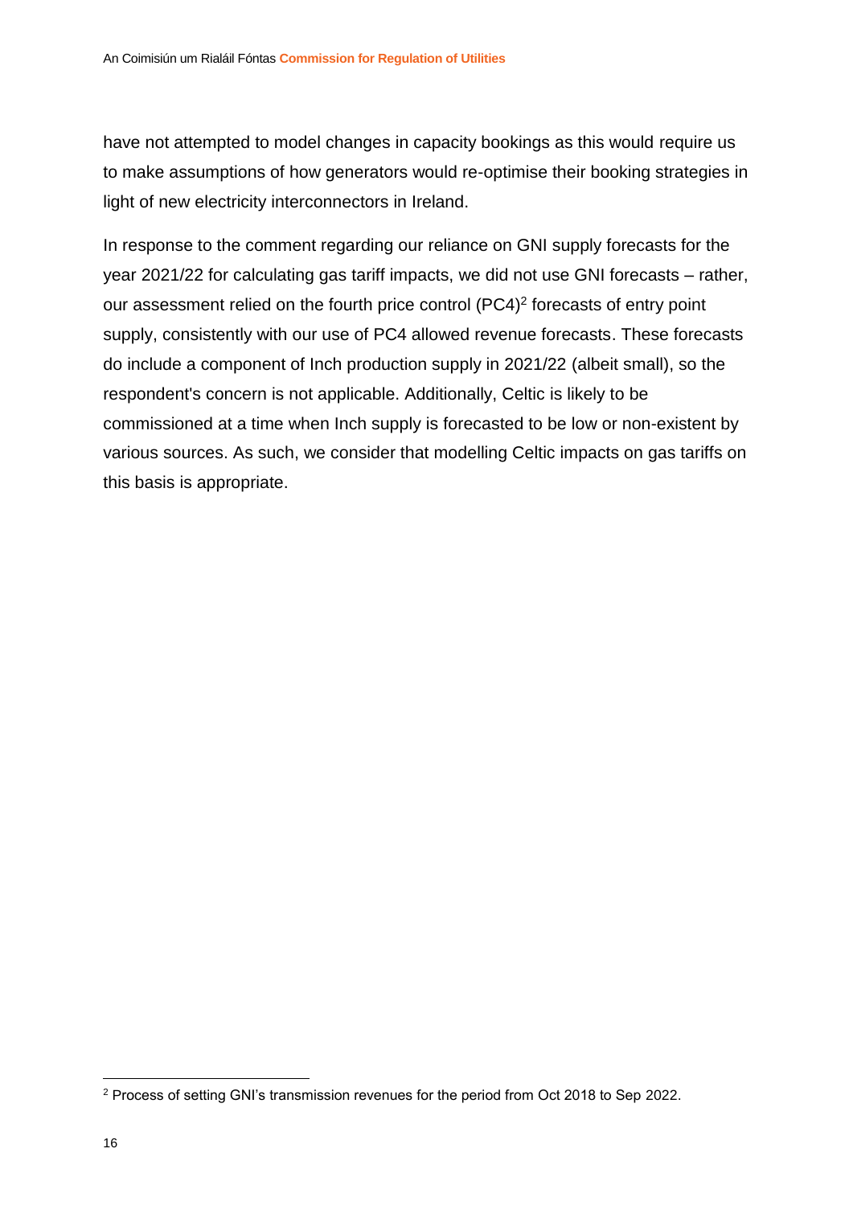have not attempted to model changes in capacity bookings as this would require us to make assumptions of how generators would re-optimise their booking strategies in light of new electricity interconnectors in Ireland.

In response to the comment regarding our reliance on GNI supply forecasts for the year 2021/22 for calculating gas tariff impacts, we did not use GNI forecasts – rather, our assessment relied on the fourth price control (PC4)[2] forecasts of entry point supply, consistently with our use of PC4 allowed revenue forecasts. These forecasts do include a component of Inch production supply in 2021/22 (albeit small), so the respondent's concern is not applicable. Additionally, Celtic is likely to be commissioned at a time when Inch supply is forecasted to be low or non-existent by various sources. As such, we consider that modelling Celtic impacts on gas tariffs on this basis is appropriate.

[2] Process of setting GNI's transmission revenues for the period from Oct 2018 to Sep 2022.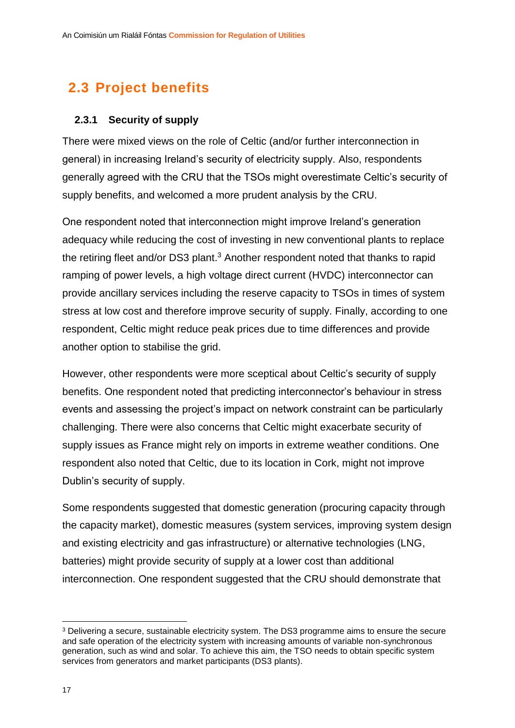## 2.3 Project benefits

### 2.3.1 Security of supply

There were mixed views on the role of Celtic (and/or further interconnection in general) in increasing Ireland's security of electricity supply. Also, respondents generally agreed with the CRU that the TSOs might overestimate Celtic's security of supply benefits, and welcomed a more prudent analysis by the CRU.

One respondent noted that interconnection might improve Ireland's generation adequacy while reducing the cost of investing in new conventional plants to replace the retiring fleet and/or DS3 plant.[3] Another respondent noted that thanks to rapid ramping of power levels, a high voltage direct current (HVDC) interconnector can provide ancillary services including the reserve capacity to TSOs in times of system stress at low cost and therefore improve security of supply. Finally, according to one respondent, Celtic might reduce peak prices due to time differences and provide another option to stabilise the grid.

However, other respondents were more sceptical about Celtic's security of supply benefits. One respondent noted that predicting interconnector's behaviour in stress events and assessing the project's impact on network constraint can be particularly challenging. There were also concerns that Celtic might exacerbate security of supply issues as France might rely on imports in extreme weather conditions. One respondent also noted that Celtic, due to its location in Cork, might not improve Dublin's security of supply.

Some respondents suggested that domestic generation (procuring capacity through the capacity market), domestic measures (system services, improving system design and existing electricity and gas infrastructure) or alternative technologies (LNG, batteries) might provide security of supply at a lower cost than additional interconnection. One respondent suggested that the CRU should demonstrate that

[3] Delivering a secure, sustainable electricity system. The DS3 programme aims to ensure the secure and safe operation of the electricity system with increasing amounts of variable non-synchronous generation, such as wind and solar. To achieve this aim, the TSO needs to obtain specific system services from generators and market participants (DS3 plants).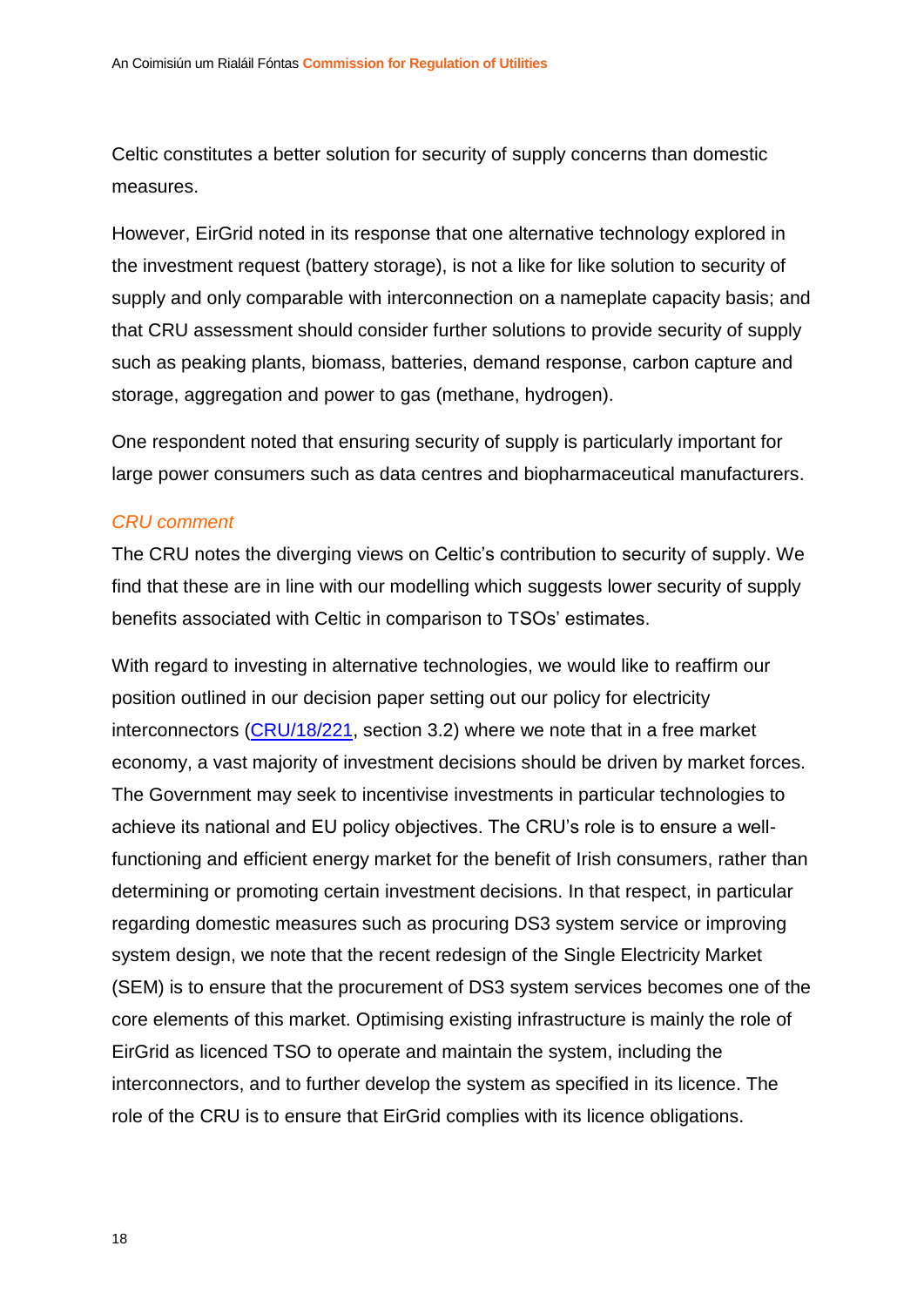Celtic constitutes a better solution for security of supply concerns than domestic measures.

However, EirGrid noted in its response that one alternative technology explored in the investment request (battery storage), is not a like for like solution to security of supply and only comparable with interconnection on a nameplate capacity basis; and that CRU assessment should consider further solutions to provide security of supply such as peaking plants, biomass, batteries, demand response, carbon capture and storage, aggregation and power to gas (methane, hydrogen).

One respondent noted that ensuring security of supply is particularly important for large power consumers such as data centres and biopharmaceutical manufacturers.

*CRU comment*

The CRU notes the diverging views on Celtic's contribution to security of supply. We find that these are in line with our modelling which suggests lower security of supply benefits associated with Celtic in comparison to TSOs' estimates.

With regard to investing in alternative technologies, we would like to reaffirm our position outlined in our decision paper setting out our policy for electricity interconnectors (CRU/18/221, section 3.2) where we note that in a free market economy, a vast majority of investment decisions should be driven by market forces. The Government may seek to incentivise investments in particular technologies to achieve its national and EU policy objectives. The CRU's role is to ensure a well-functioning and efficient energy market for the benefit of Irish consumers, rather than determining or promoting certain investment decisions. In that respect, in particular regarding domestic measures such as procuring DS3 system service or improving system design, we note that the recent redesign of the Single Electricity Market (SEM) is to ensure that the procurement of DS3 system services becomes one of the core elements of this market. Optimising existing infrastructure is mainly the role of EirGrid as licenced TSO to operate and maintain the system, including the interconnectors, and to further develop the system as specified in its licence. The role of the CRU is to ensure that EirGrid complies with its licence obligations.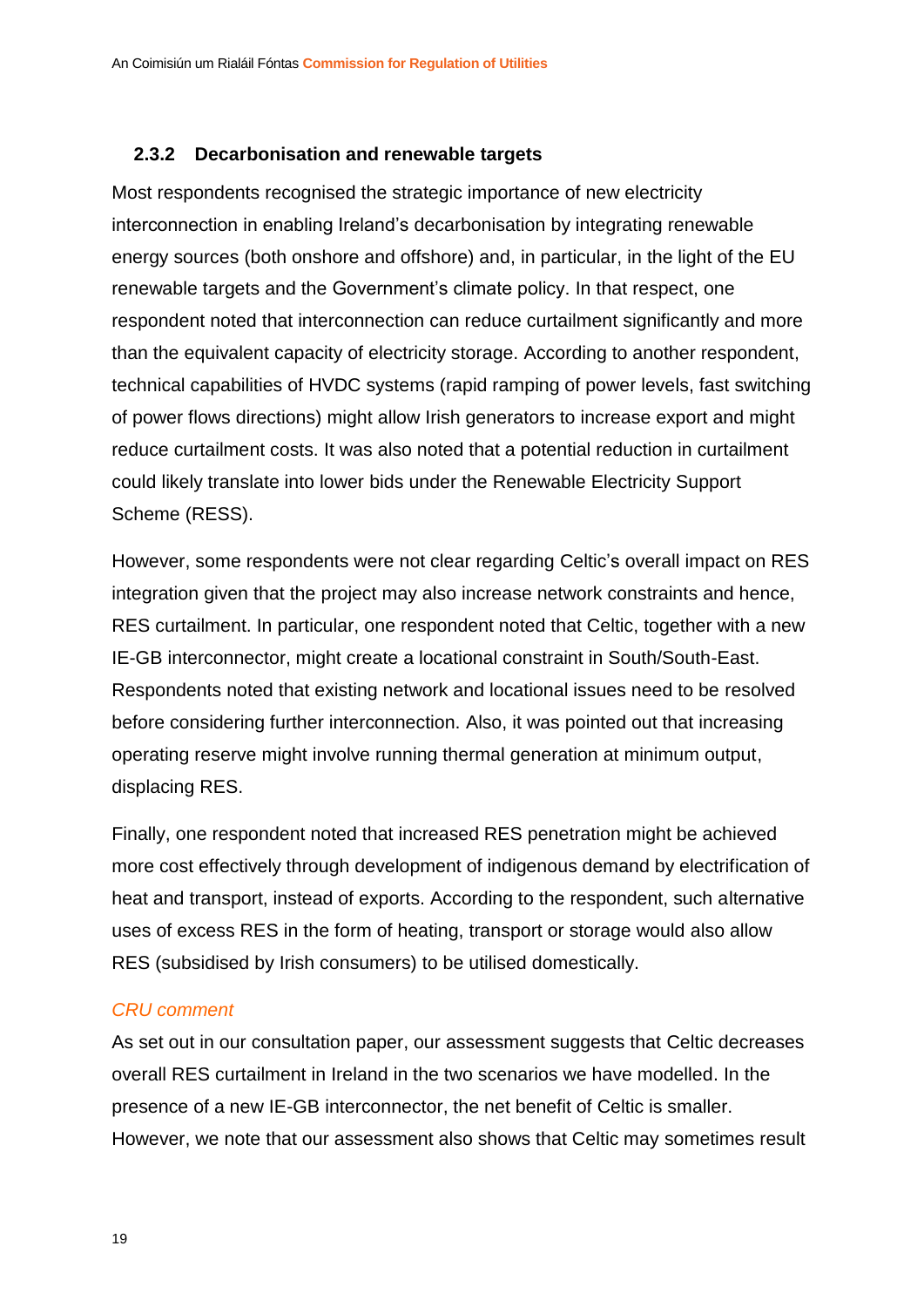### 2.3.2 Decarbonisation and renewable targets

Most respondents recognised the strategic importance of new electricity interconnection in enabling Ireland's decarbonisation by integrating renewable energy sources (both onshore and offshore) and, in particular, in the light of the EU renewable targets and the Government's climate policy. In that respect, one respondent noted that interconnection can reduce curtailment significantly and more than the equivalent capacity of electricity storage. According to another respondent, technical capabilities of HVDC systems (rapid ramping of power levels, fast switching of power flows directions) might allow Irish generators to increase export and might reduce curtailment costs. It was also noted that a potential reduction in curtailment could likely translate into lower bids under the Renewable Electricity Support Scheme (RESS).

However, some respondents were not clear regarding Celtic's overall impact on RES integration given that the project may also increase network constraints and hence, RES curtailment. In particular, one respondent noted that Celtic, together with a new IE-GB interconnector, might create a locational constraint in South/South-East. Respondents noted that existing network and locational issues need to be resolved before considering further interconnection. Also, it was pointed out that increasing operating reserve might involve running thermal generation at minimum output, displacing RES.

Finally, one respondent noted that increased RES penetration might be achieved more cost effectively through development of indigenous demand by electrification of heat and transport, instead of exports. According to the respondent, such alternative uses of excess RES in the form of heating, transport or storage would also allow RES (subsidised by Irish consumers) to be utilised domestically.

*CRU comment*

As set out in our consultation paper, our assessment suggests that Celtic decreases overall RES curtailment in Ireland in the two scenarios we have modelled. In the presence of a new IE-GB interconnector, the net benefit of Celtic is smaller. However, we note that our assessment also shows that Celtic may sometimes result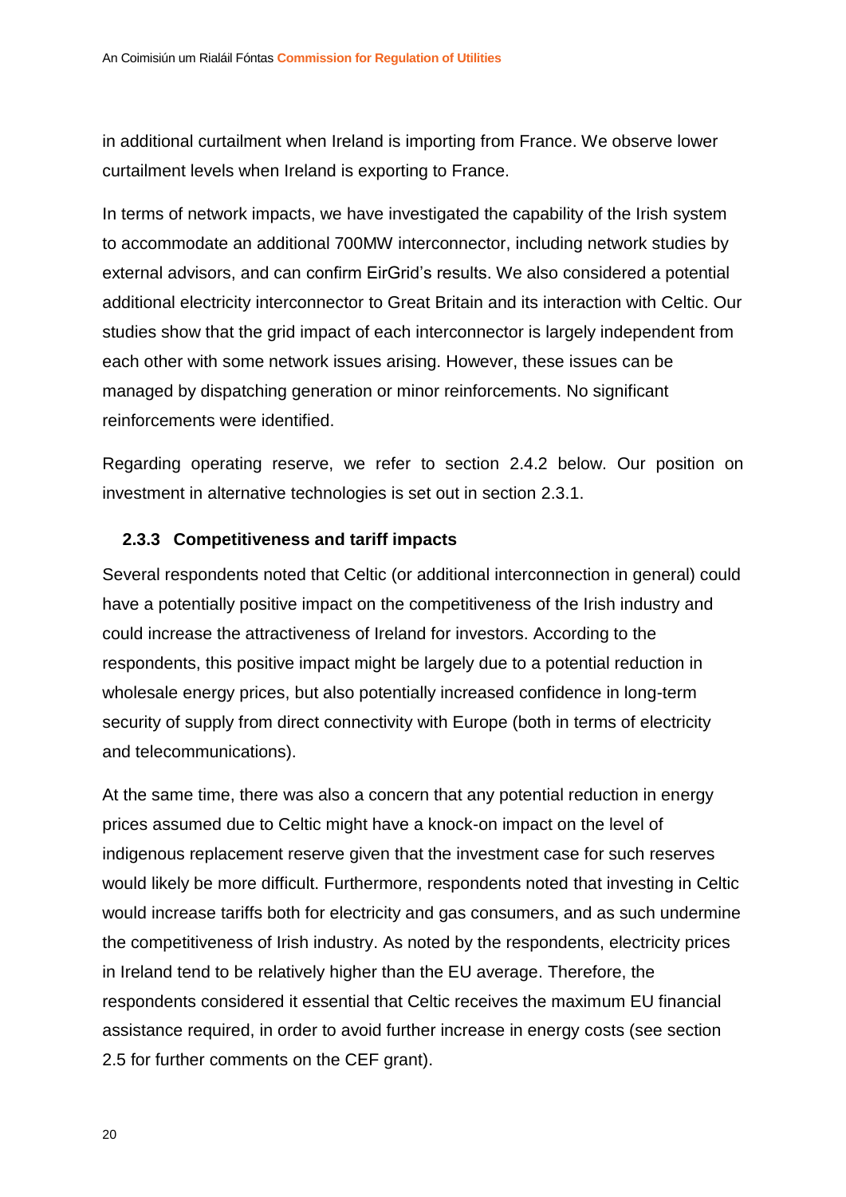in additional curtailment when Ireland is importing from France. We observe lower curtailment levels when Ireland is exporting to France.

In terms of network impacts, we have investigated the capability of the Irish system to accommodate an additional 700MW interconnector, including network studies by external advisors, and can confirm EirGrid's results. We also considered a potential additional electricity interconnector to Great Britain and its interaction with Celtic. Our studies show that the grid impact of each interconnector is largely independent from each other with some network issues arising. However, these issues can be managed by dispatching generation or minor reinforcements. No significant reinforcements were identified.

Regarding operating reserve, we refer to section 2.4.2 below. Our position on investment in alternative technologies is set out in section 2.3.1.

### 2.3.3 Competitiveness and tariff impacts

Several respondents noted that Celtic (or additional interconnection in general) could have a potentially positive impact on the competitiveness of the Irish industry and could increase the attractiveness of Ireland for investors. According to the respondents, this positive impact might be largely due to a potential reduction in wholesale energy prices, but also potentially increased confidence in long-term security of supply from direct connectivity with Europe (both in terms of electricity and telecommunications).

At the same time, there was also a concern that any potential reduction in energy prices assumed due to Celtic might have a knock-on impact on the level of indigenous replacement reserve given that the investment case for such reserves would likely be more difficult. Furthermore, respondents noted that investing in Celtic would increase tariffs both for electricity and gas consumers, and as such undermine the competitiveness of Irish industry. As noted by the respondents, electricity prices in Ireland tend to be relatively higher than the EU average. Therefore, the respondents considered it essential that Celtic receives the maximum EU financial assistance required, in order to avoid further increase in energy costs (see section 2.5 for further comments on the CEF grant).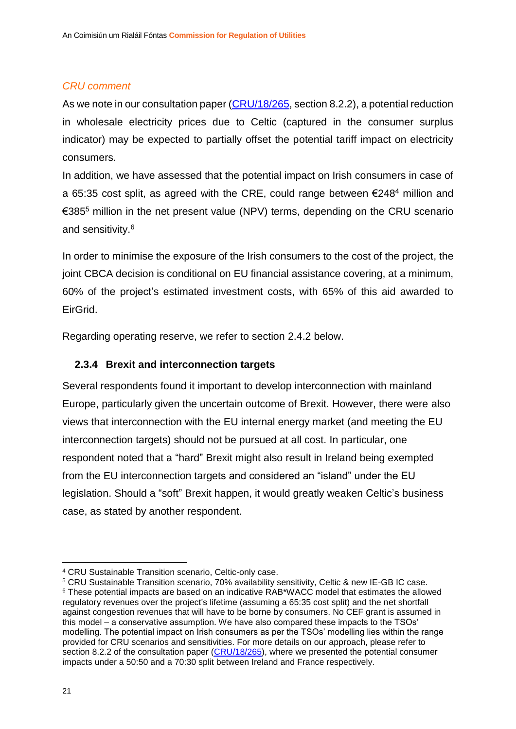*CRU comment*

As we note in our consultation paper (CRU/18/265, section 8.2.2), a potential reduction in wholesale electricity prices due to Celtic (captured in the consumer surplus indicator) may be expected to partially offset the potential tariff impact on electricity consumers.

In addition, we have assessed that the potential impact on Irish consumers in case of a 65:35 cost split, as agreed with the CRE, could range between €248[4] million and €385[5] million in the net present value (NPV) terms, depending on the CRU scenario and sensitivity.[6]

In order to minimise the exposure of the Irish consumers to the cost of the project, the joint CBCA decision is conditional on EU financial assistance covering, at a minimum, 60% of the project's estimated investment costs, with 65% of this aid awarded to EirGrid.

Regarding operating reserve, we refer to section 2.4.2 below.

### 2.3.4 Brexit and interconnection targets

Several respondents found it important to develop interconnection with mainland Europe, particularly given the uncertain outcome of Brexit. However, there were also views that interconnection with the EU internal energy market (and meeting the EU interconnection targets) should not be pursued at all cost. In particular, one respondent noted that a "hard" Brexit might also result in Ireland being exempted from the EU interconnection targets and considered an "island" under the EU legislation. Should a "soft" Brexit happen, it would greatly weaken Celtic's business case, as stated by another respondent.

---

[4] CRU Sustainable Transition scenario, Celtic-only case.

[5] CRU Sustainable Transition scenario, 70% availability sensitivity, Celtic & new IE-GB IC case.

[6] These potential impacts are based on an indicative RAB*WACC model that estimates the allowed regulatory revenues over the project's lifetime (assuming a 65:35 cost split) and the net shortfall against congestion revenues that will have to be borne by consumers. No CEF grant is assumed in this model – a conservative assumption. We have also compared these impacts to the TSOs' modelling. The potential impact on Irish consumers as per the TSOs' modelling lies within the range provided for CRU scenarios and sensitivities. For more details on our approach, please refer to section 8.2.2 of the consultation paper (CRU/18/265), where we presented the potential consumer impacts under a 50:50 and a 70:30 split between Ireland and France respectively.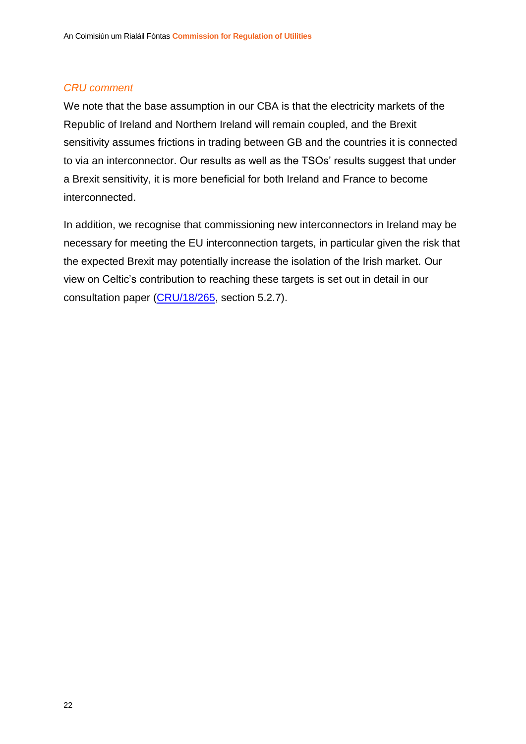*CRU comment*

We note that the base assumption in our CBA is that the electricity markets of the Republic of Ireland and Northern Ireland will remain coupled, and the Brexit sensitivity assumes frictions in trading between GB and the countries it is connected to via an interconnector. Our results as well as the TSOs' results suggest that under a Brexit sensitivity, it is more beneficial for both Ireland and France to become interconnected.

In addition, we recognise that commissioning new interconnectors in Ireland may be necessary for meeting the EU interconnection targets, in particular given the risk that the expected Brexit may potentially increase the isolation of the Irish market. Our view on Celtic's contribution to reaching these targets is set out in detail in our consultation paper (CRU/18/265, section 5.2.7).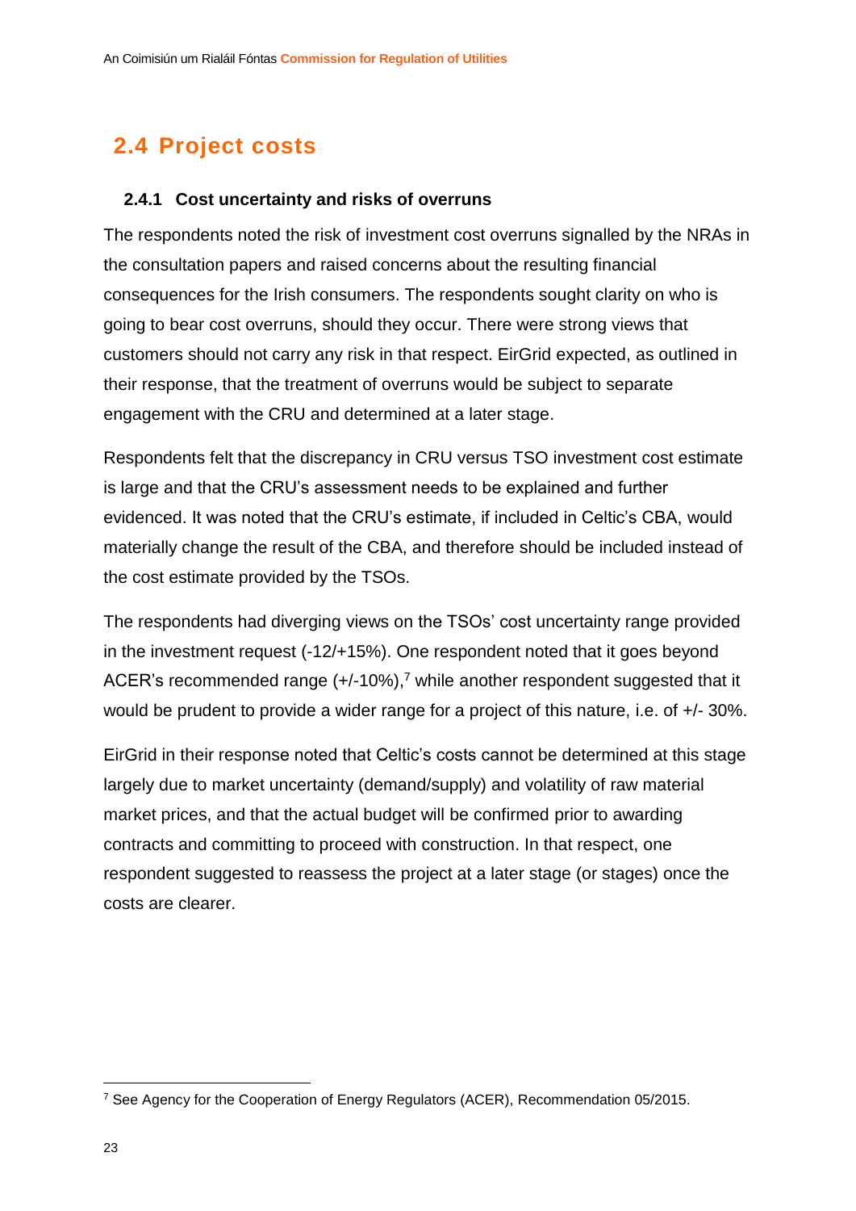## 2.4 Project costs

### 2.4.1 Cost uncertainty and risks of overruns

The respondents noted the risk of investment cost overruns signalled by the NRAs in the consultation papers and raised concerns about the resulting financial consequences for the Irish consumers. The respondents sought clarity on who is going to bear cost overruns, should they occur. There were strong views that customers should not carry any risk in that respect. EirGrid expected, as outlined in their response, that the treatment of overruns would be subject to separate engagement with the CRU and determined at a later stage.

Respondents felt that the discrepancy in CRU versus TSO investment cost estimate is large and that the CRU's assessment needs to be explained and further evidenced. It was noted that the CRU's estimate, if included in Celtic's CBA, would materially change the result of the CBA, and therefore should be included instead of the cost estimate provided by the TSOs.

The respondents had diverging views on the TSOs' cost uncertainty range provided in the investment request (-12/+15%). One respondent noted that it goes beyond ACER's recommended range (+/-10%),[7] while another respondent suggested that it would be prudent to provide a wider range for a project of this nature, i.e. of +/- 30%.

EirGrid in their response noted that Celtic's costs cannot be determined at this stage largely due to market uncertainty (demand/supply) and volatility of raw material market prices, and that the actual budget will be confirmed prior to awarding contracts and committing to proceed with construction. In that respect, one respondent suggested to reassess the project at a later stage (or stages) once the costs are clearer.

[7] See Agency for the Cooperation of Energy Regulators (ACER), Recommendation 05/2015.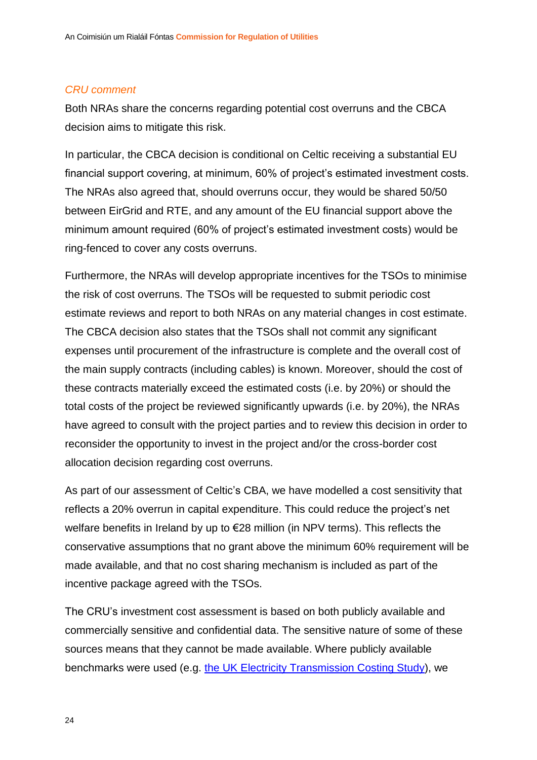*CRU comment*

Both NRAs share the concerns regarding potential cost overruns and the CBCA decision aims to mitigate this risk.

In particular, the CBCA decision is conditional on Celtic receiving a substantial EU financial support covering, at minimum, 60% of project's estimated investment costs. The NRAs also agreed that, should overruns occur, they would be shared 50/50 between EirGrid and RTE, and any amount of the EU financial support above the minimum amount required (60% of project's estimated investment costs) would be ring-fenced to cover any costs overruns.

Furthermore, the NRAs will develop appropriate incentives for the TSOs to minimise the risk of cost overruns. The TSOs will be requested to submit periodic cost estimate reviews and report to both NRAs on any material changes in cost estimate. The CBCA decision also states that the TSOs shall not commit any significant expenses until procurement of the infrastructure is complete and the overall cost of the main supply contracts (including cables) is known. Moreover, should the cost of these contracts materially exceed the estimated costs (i.e. by 20%) or should the total costs of the project be reviewed significantly upwards (i.e. by 20%), the NRAs have agreed to consult with the project parties and to review this decision in order to reconsider the opportunity to invest in the project and/or the cross-border cost allocation decision regarding cost overruns.

As part of our assessment of Celtic's CBA, we have modelled a cost sensitivity that reflects a 20% overrun in capital expenditure. This could reduce the project's net welfare benefits in Ireland by up to €28 million (in NPV terms). This reflects the conservative assumptions that no grant above the minimum 60% requirement will be made available, and that no cost sharing mechanism is included as part of the incentive package agreed with the TSOs.

The CRU's investment cost assessment is based on both publicly available and commercially sensitive and confidential data. The sensitive nature of some of these sources means that they cannot be made available. Where publicly available benchmarks were used (e.g. the UK Electricity Transmission Costing Study), we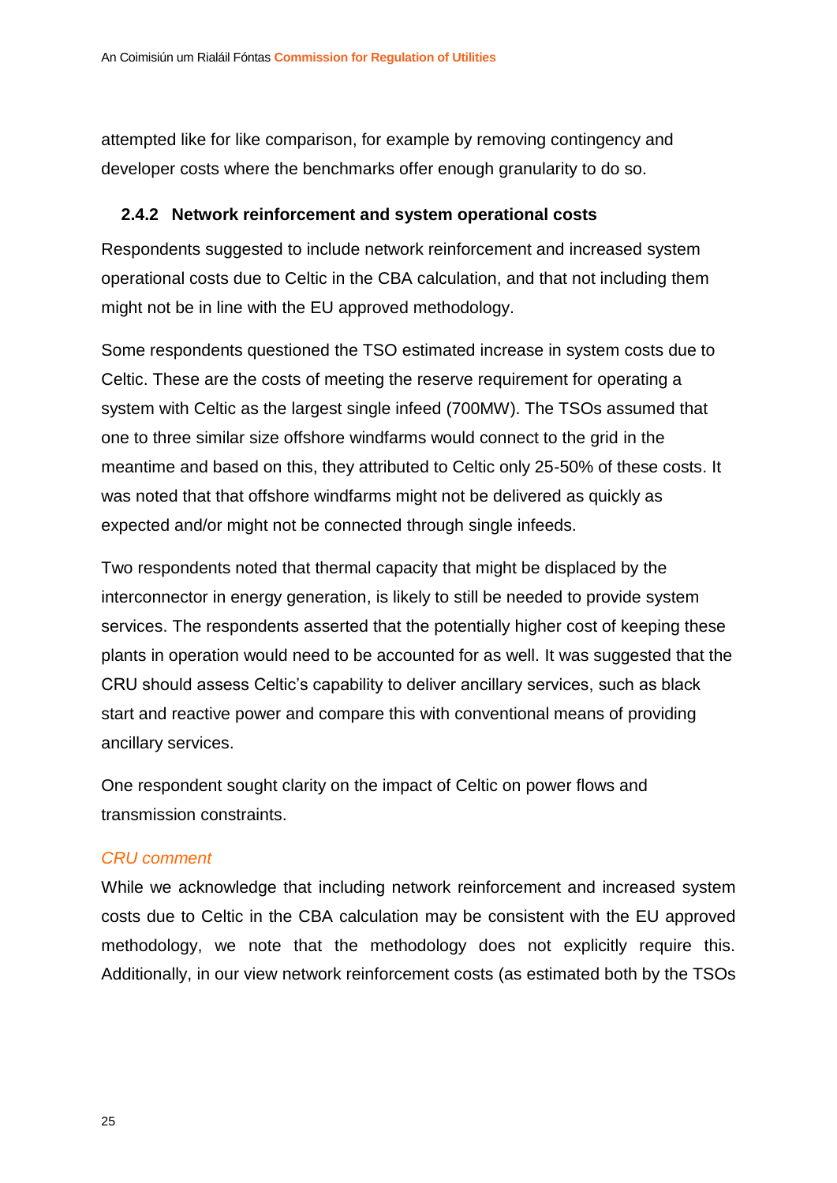attempted like for like comparison, for example by removing contingency and developer costs where the benchmarks offer enough granularity to do so.

### 2.4.2 Network reinforcement and system operational costs

Respondents suggested to include network reinforcement and increased system operational costs due to Celtic in the CBA calculation, and that not including them might not be in line with the EU approved methodology.

Some respondents questioned the TSO estimated increase in system costs due to Celtic. These are the costs of meeting the reserve requirement for operating a system with Celtic as the largest single infeed (700MW). The TSOs assumed that one to three similar size offshore windfarms would connect to the grid in the meantime and based on this, they attributed to Celtic only 25-50% of these costs. It was noted that that offshore windfarms might not be delivered as quickly as expected and/or might not be connected through single infeeds.

Two respondents noted that thermal capacity that might be displaced by the interconnector in energy generation, is likely to still be needed to provide system services. The respondents asserted that the potentially higher cost of keeping these plants in operation would need to be accounted for as well. It was suggested that the CRU should assess Celtic's capability to deliver ancillary services, such as black start and reactive power and compare this with conventional means of providing ancillary services.

One respondent sought clarity on the impact of Celtic on power flows and transmission constraints.

*CRU comment*

While we acknowledge that including network reinforcement and increased system costs due to Celtic in the CBA calculation may be consistent with the EU approved methodology, we note that the methodology does not explicitly require this. Additionally, in our view network reinforcement costs (as estimated both by the TSOs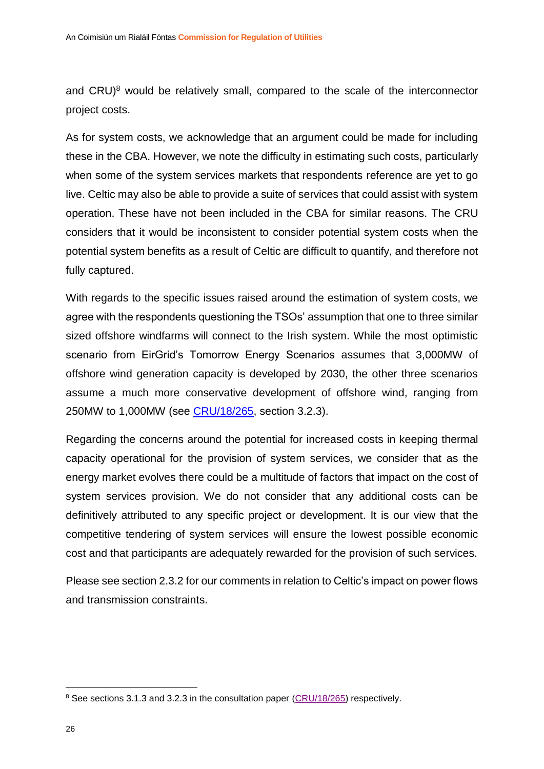and CRU)[8] would be relatively small, compared to the scale of the interconnector project costs.

As for system costs, we acknowledge that an argument could be made for including these in the CBA. However, we note the difficulty in estimating such costs, particularly when some of the system services markets that respondents reference are yet to go live. Celtic may also be able to provide a suite of services that could assist with system operation. These have not been included in the CBA for similar reasons. The CRU considers that it would be inconsistent to consider potential system costs when the potential system benefits as a result of Celtic are difficult to quantify, and therefore not fully captured.

With regards to the specific issues raised around the estimation of system costs, we agree with the respondents questioning the TSOs' assumption that one to three similar sized offshore windfarms will connect to the Irish system. While the most optimistic scenario from EirGrid's Tomorrow Energy Scenarios assumes that 3,000MW of offshore wind generation capacity is developed by 2030, the other three scenarios assume a much more conservative development of offshore wind, ranging from 250MW to 1,000MW (see [CRU/18/265](CRU/18/265), section 3.2.3).

Regarding the concerns around the potential for increased costs in keeping thermal capacity operational for the provision of system services, we consider that as the energy market evolves there could be a multitude of factors that impact on the cost of system services provision. We do not consider that any additional costs can be definitively attributed to any specific project or development. It is our view that the competitive tendering of system services will ensure the lowest possible economic cost and that participants are adequately rewarded for the provision of such services.

Please see section 2.3.2 for our comments in relation to Celtic's impact on power flows and transmission constraints.

---

[8] See sections 3.1.3 and 3.2.3 in the consultation paper ([CRU/18/265](CRU/18/265)) respectively.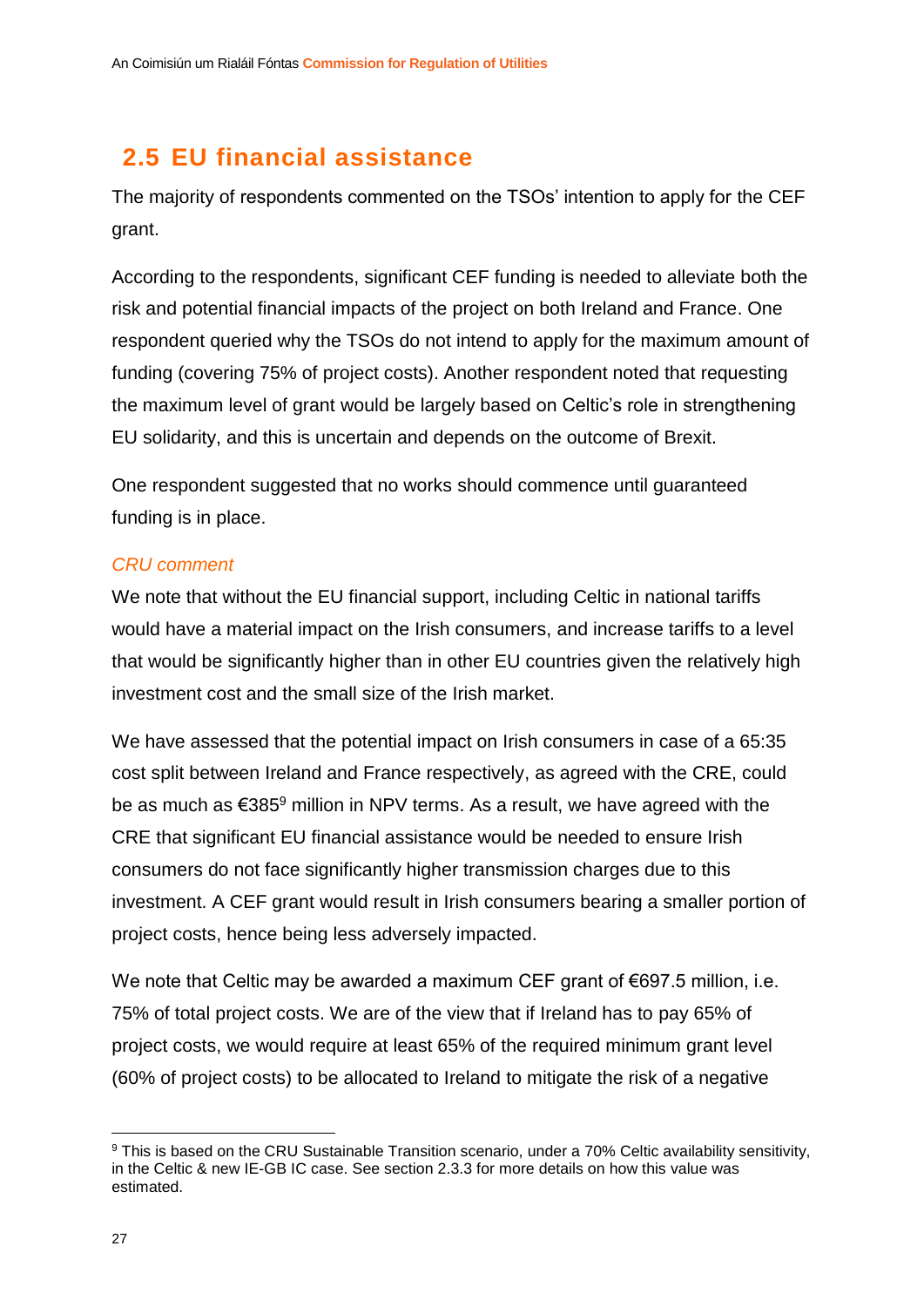## 2.5 EU financial assistance

The majority of respondents commented on the TSOs' intention to apply for the CEF grant.

According to the respondents, significant CEF funding is needed to alleviate both the risk and potential financial impacts of the project on both Ireland and France. One respondent queried why the TSOs do not intend to apply for the maximum amount of funding (covering 75% of project costs). Another respondent noted that requesting the maximum level of grant would be largely based on Celtic's role in strengthening EU solidarity, and this is uncertain and depends on the outcome of Brexit.

One respondent suggested that no works should commence until guaranteed funding is in place.

*CRU comment*

We note that without the EU financial support, including Celtic in national tariffs would have a material impact on the Irish consumers, and increase tariffs to a level that would be significantly higher than in other EU countries given the relatively high investment cost and the small size of the Irish market.

We have assessed that the potential impact on Irish consumers in case of a 65:35 cost split between Ireland and France respectively, as agreed with the CRE, could be as much as €385[9] million in NPV terms. As a result, we have agreed with the CRE that significant EU financial assistance would be needed to ensure Irish consumers do not face significantly higher transmission charges due to this investment. A CEF grant would result in Irish consumers bearing a smaller portion of project costs, hence being less adversely impacted.

We note that Celtic may be awarded a maximum CEF grant of €697.5 million, i.e. 75% of total project costs. We are of the view that if Ireland has to pay 65% of project costs, we would require at least 65% of the required minimum grant level (60% of project costs) to be allocated to Ireland to mitigate the risk of a negative

[9] This is based on the CRU Sustainable Transition scenario, under a 70% Celtic availability sensitivity, in the Celtic & new IE-GB IC case. See section 2.3.3 for more details on how this value was estimated.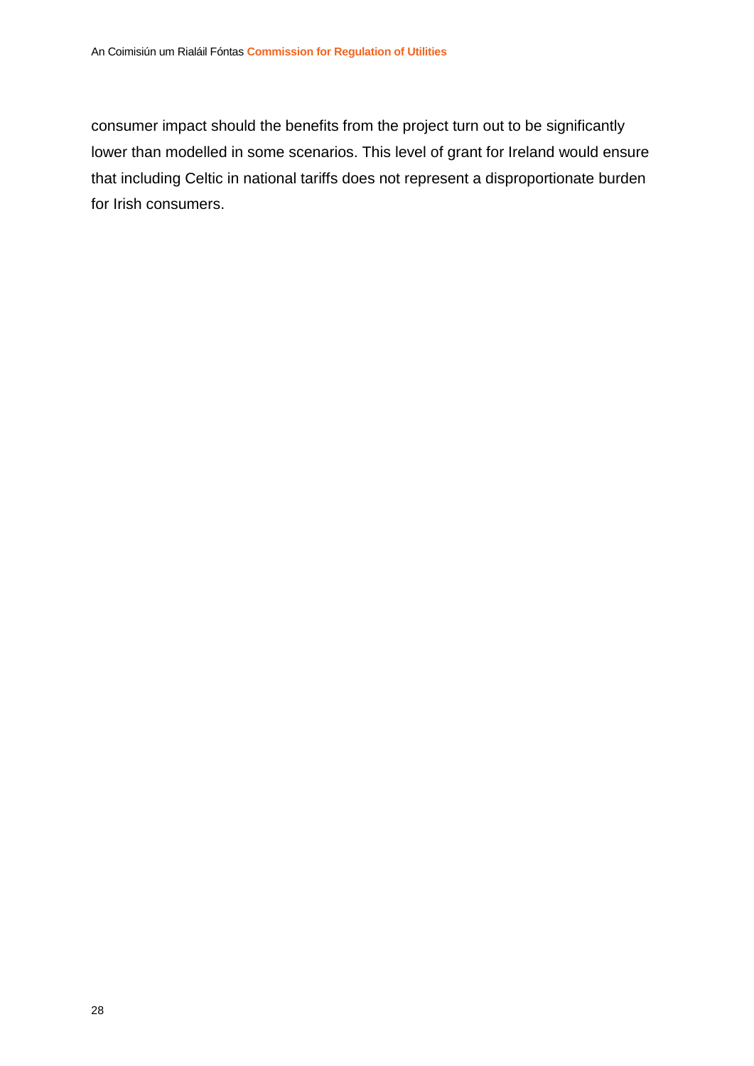consumer impact should the benefits from the project turn out to be significantly lower than modelled in some scenarios. This level of grant for Ireland would ensure that including Celtic in national tariffs does not represent a disproportionate burden for Irish consumers.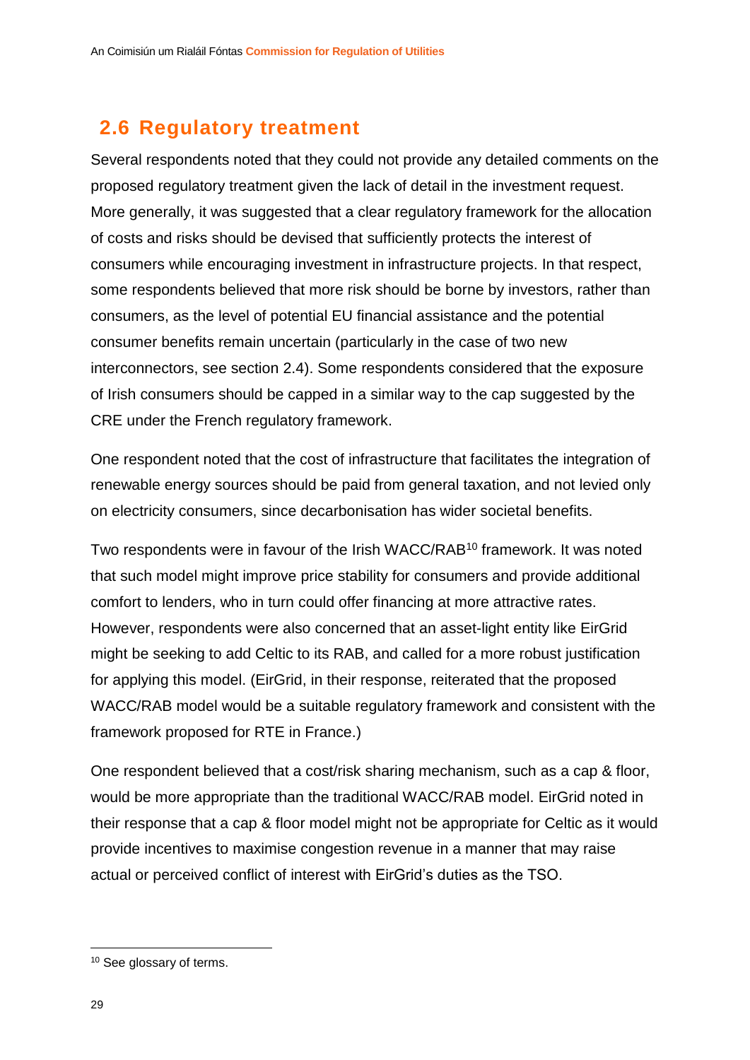## 2.6 Regulatory treatment

Several respondents noted that they could not provide any detailed comments on the proposed regulatory treatment given the lack of detail in the investment request. More generally, it was suggested that a clear regulatory framework for the allocation of costs and risks should be devised that sufficiently protects the interest of consumers while encouraging investment in infrastructure projects. In that respect, some respondents believed that more risk should be borne by investors, rather than consumers, as the level of potential EU financial assistance and the potential consumer benefits remain uncertain (particularly in the case of two new interconnectors, see section 2.4). Some respondents considered that the exposure of Irish consumers should be capped in a similar way to the cap suggested by the CRE under the French regulatory framework.

One respondent noted that the cost of infrastructure that facilitates the integration of renewable energy sources should be paid from general taxation, and not levied only on electricity consumers, since decarbonisation has wider societal benefits.

Two respondents were in favour of the Irish WACC/RAB[10] framework. It was noted that such model might improve price stability for consumers and provide additional comfort to lenders, who in turn could offer financing at more attractive rates. However, respondents were also concerned that an asset-light entity like EirGrid might be seeking to add Celtic to its RAB, and called for a more robust justification for applying this model. (EirGrid, in their response, reiterated that the proposed WACC/RAB model would be a suitable regulatory framework and consistent with the framework proposed for RTE in France.)

One respondent believed that a cost/risk sharing mechanism, such as a cap & floor, would be more appropriate than the traditional WACC/RAB model. EirGrid noted in their response that a cap & floor model might not be appropriate for Celtic as it would provide incentives to maximise congestion revenue in a manner that may raise actual or perceived conflict of interest with EirGrid's duties as the TSO.

[10] See glossary of terms.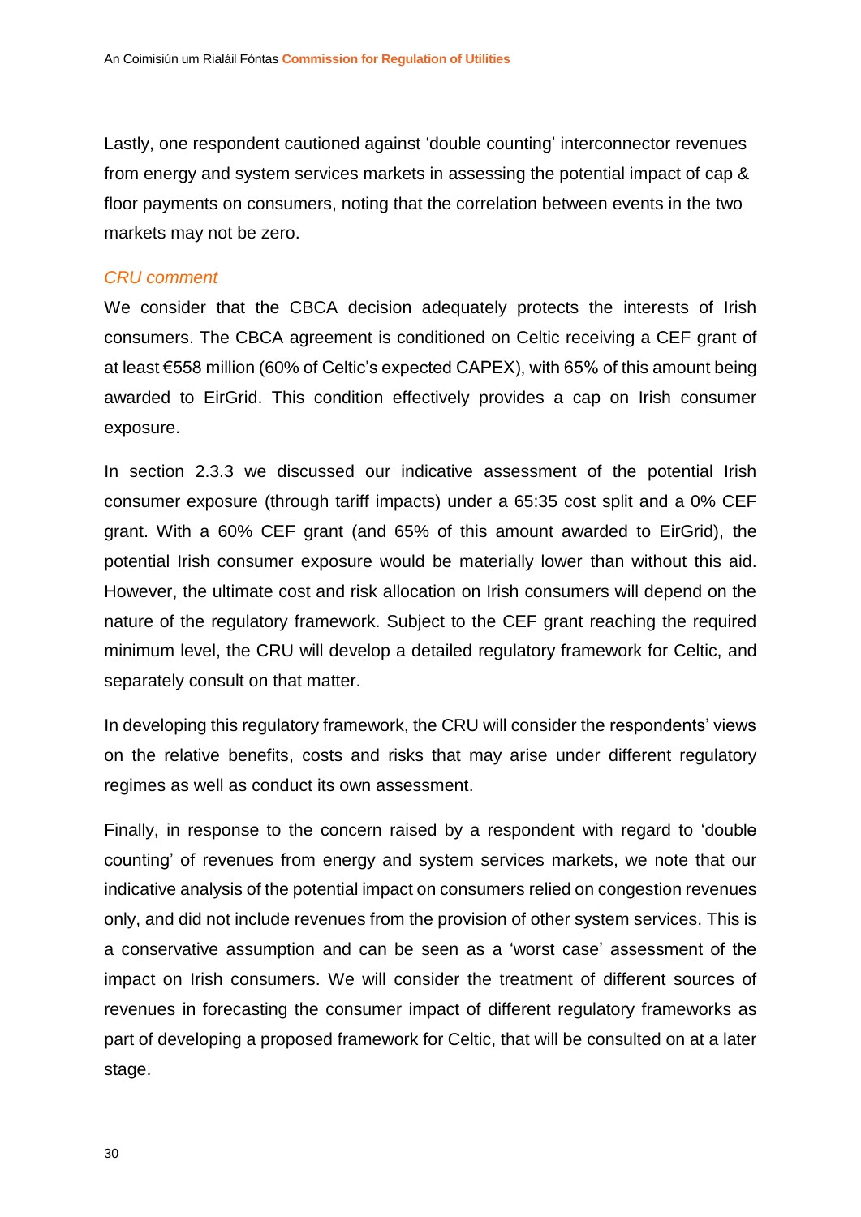Lastly, one respondent cautioned against 'double counting' interconnector revenues from energy and system services markets in assessing the potential impact of cap & floor payments on consumers, noting that the correlation between events in the two markets may not be zero.

*CRU comment*

We consider that the CBCA decision adequately protects the interests of Irish consumers. The CBCA agreement is conditioned on Celtic receiving a CEF grant of at least €558 million (60% of Celtic's expected CAPEX), with 65% of this amount being awarded to EirGrid. This condition effectively provides a cap on Irish consumer exposure.

In section 2.3.3 we discussed our indicative assessment of the potential Irish consumer exposure (through tariff impacts) under a 65:35 cost split and a 0% CEF grant. With a 60% CEF grant (and 65% of this amount awarded to EirGrid), the potential Irish consumer exposure would be materially lower than without this aid. However, the ultimate cost and risk allocation on Irish consumers will depend on the nature of the regulatory framework. Subject to the CEF grant reaching the required minimum level, the CRU will develop a detailed regulatory framework for Celtic, and separately consult on that matter.

In developing this regulatory framework, the CRU will consider the respondents' views on the relative benefits, costs and risks that may arise under different regulatory regimes as well as conduct its own assessment.

Finally, in response to the concern raised by a respondent with regard to 'double counting' of revenues from energy and system services markets, we note that our indicative analysis of the potential impact on consumers relied on congestion revenues only, and did not include revenues from the provision of other system services. This is a conservative assumption and can be seen as a 'worst case' assessment of the impact on Irish consumers. We will consider the treatment of different sources of revenues in forecasting the consumer impact of different regulatory frameworks as part of developing a proposed framework for Celtic, that will be consulted on at a later stage.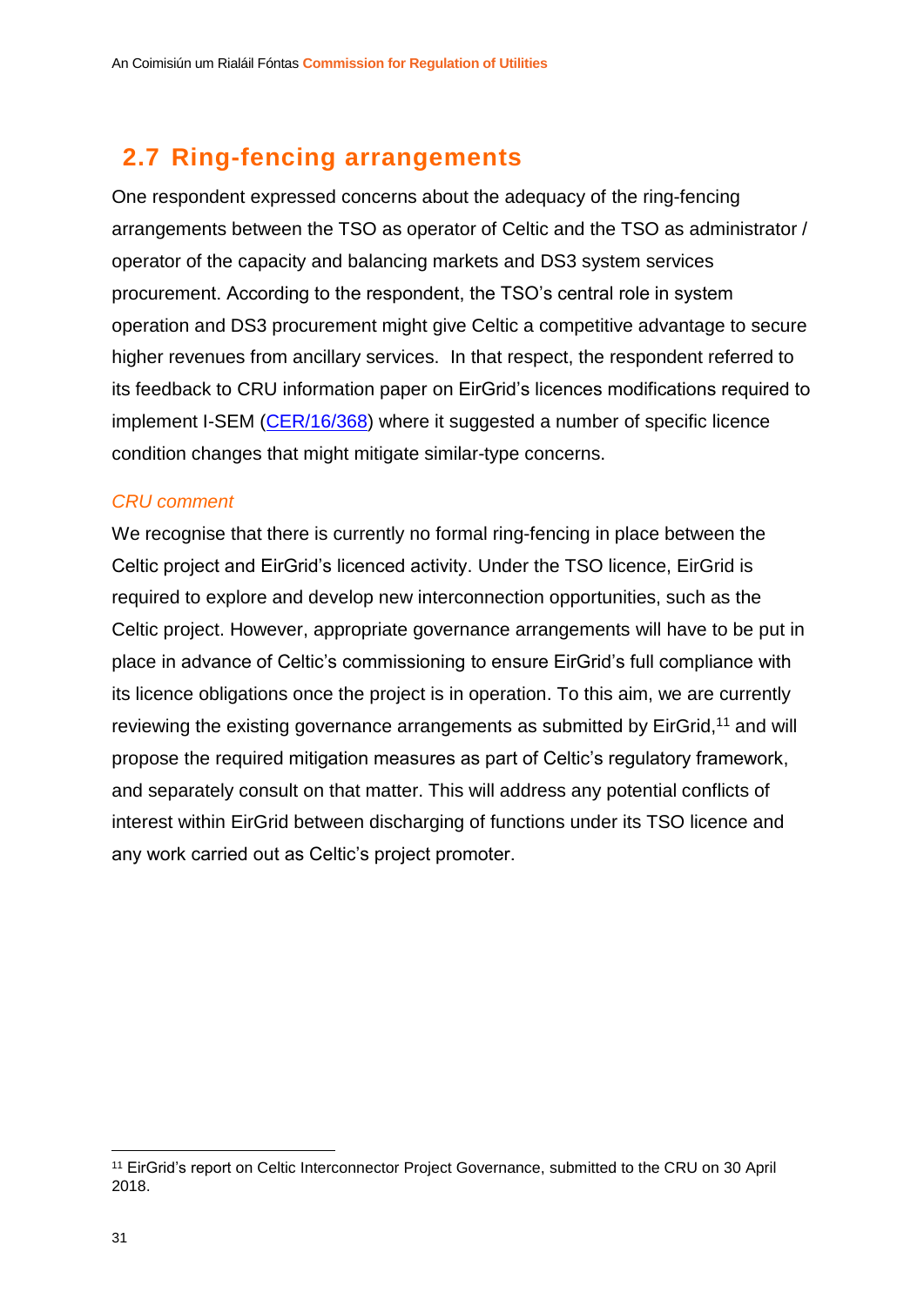## 2.7 Ring-fencing arrangements

One respondent expressed concerns about the adequacy of the ring-fencing arrangements between the TSO as operator of Celtic and the TSO as administrator / operator of the capacity and balancing markets and DS3 system services procurement. According to the respondent, the TSO's central role in system operation and DS3 procurement might give Celtic a competitive advantage to secure higher revenues from ancillary services. In that respect, the respondent referred to its feedback to CRU information paper on EirGrid's licences modifications required to implement I-SEM (CER/16/368) where it suggested a number of specific licence condition changes that might mitigate similar-type concerns.

*CRU comment*

We recognise that there is currently no formal ring-fencing in place between the Celtic project and EirGrid's licenced activity. Under the TSO licence, EirGrid is required to explore and develop new interconnection opportunities, such as the Celtic project. However, appropriate governance arrangements will have to be put in place in advance of Celtic's commissioning to ensure EirGrid's full compliance with its licence obligations once the project is in operation. To this aim, we are currently reviewing the existing governance arrangements as submitted by EirGrid,[11] and will propose the required mitigation measures as part of Celtic's regulatory framework, and separately consult on that matter. This will address any potential conflicts of interest within EirGrid between discharging of functions under its TSO licence and any work carried out as Celtic's project promoter.

[11] EirGrid's report on Celtic Interconnector Project Governance, submitted to the CRU on 30 April 2018.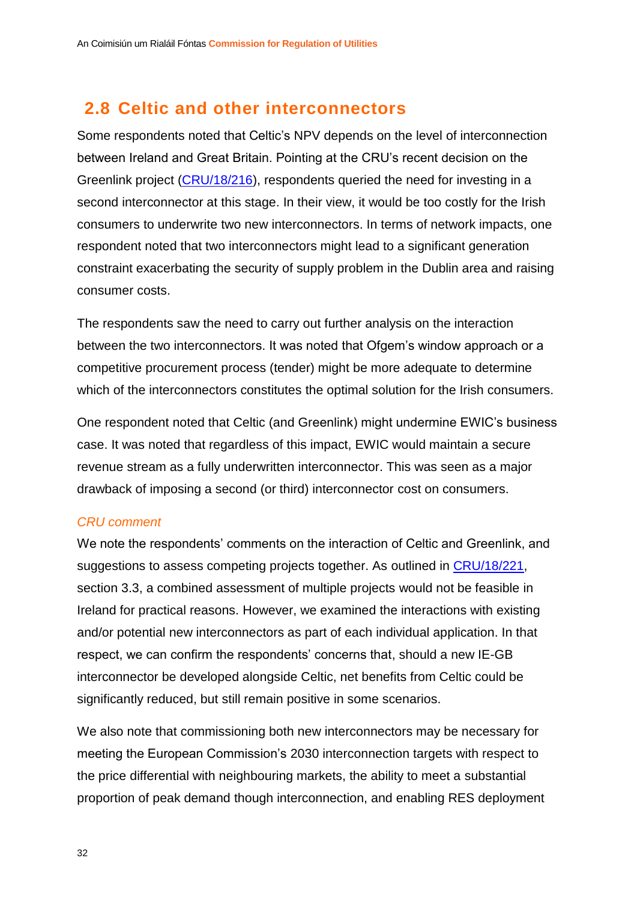## 2.8 Celtic and other interconnectors

Some respondents noted that Celtic's NPV depends on the level of interconnection between Ireland and Great Britain. Pointing at the CRU's recent decision on the Greenlink project (CRU/18/216), respondents queried the need for investing in a second interconnector at this stage. In their view, it would be too costly for the Irish consumers to underwrite two new interconnectors. In terms of network impacts, one respondent noted that two interconnectors might lead to a significant generation constraint exacerbating the security of supply problem in the Dublin area and raising consumer costs.

The respondents saw the need to carry out further analysis on the interaction between the two interconnectors. It was noted that Ofgem's window approach or a competitive procurement process (tender) might be more adequate to determine which of the interconnectors constitutes the optimal solution for the Irish consumers.

One respondent noted that Celtic (and Greenlink) might undermine EWIC's business case. It was noted that regardless of this impact, EWIC would maintain a secure revenue stream as a fully underwritten interconnector. This was seen as a major drawback of imposing a second (or third) interconnector cost on consumers.

*CRU comment*

We note the respondents' comments on the interaction of Celtic and Greenlink, and suggestions to assess competing projects together. As outlined in CRU/18/221, section 3.3, a combined assessment of multiple projects would not be feasible in Ireland for practical reasons. However, we examined the interactions with existing and/or potential new interconnectors as part of each individual application. In that respect, we can confirm the respondents' concerns that, should a new IE-GB interconnector be developed alongside Celtic, net benefits from Celtic could be significantly reduced, but still remain positive in some scenarios.

We also note that commissioning both new interconnectors may be necessary for meeting the European Commission's 2030 interconnection targets with respect to the price differential with neighbouring markets, the ability to meet a substantial proportion of peak demand though interconnection, and enabling RES deployment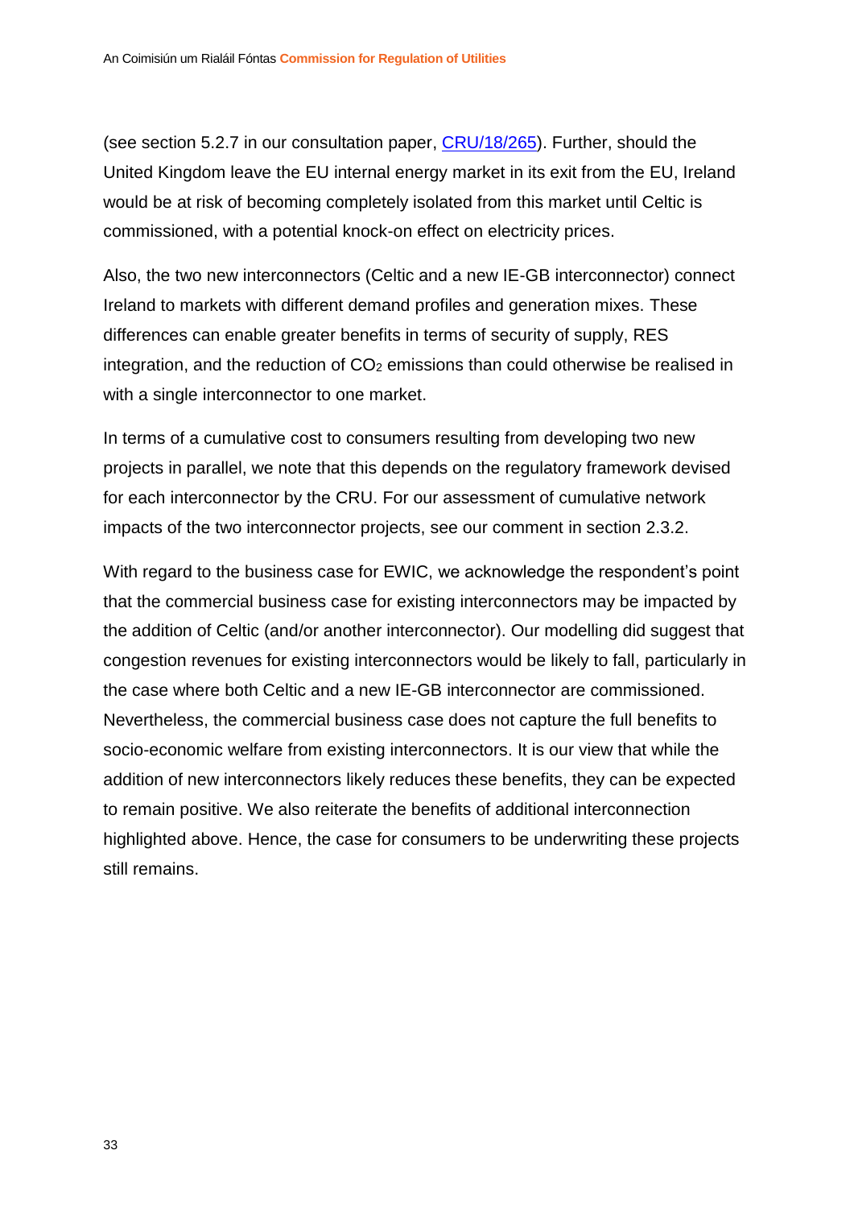(see section 5.2.7 in our consultation paper, [CRU/18/265](CRU/18/265)). Further, should the United Kingdom leave the EU internal energy market in its exit from the EU, Ireland would be at risk of becoming completely isolated from this market until Celtic is commissioned, with a potential knock-on effect on electricity prices.

Also, the two new interconnectors (Celtic and a new IE-GB interconnector) connect Ireland to markets with different demand profiles and generation mixes. These differences can enable greater benefits in terms of security of supply, RES integration, and the reduction of $CO_2$ emissions than could otherwise be realised in with a single interconnector to one market.

In terms of a cumulative cost to consumers resulting from developing two new projects in parallel, we note that this depends on the regulatory framework devised for each interconnector by the CRU. For our assessment of cumulative network impacts of the two interconnector projects, see our comment in section 2.3.2.

With regard to the business case for EWIC, we acknowledge the respondent's point that the commercial business case for existing interconnectors may be impacted by the addition of Celtic (and/or another interconnector). Our modelling did suggest that congestion revenues for existing interconnectors would be likely to fall, particularly in the case where both Celtic and a new IE-GB interconnector are commissioned. Nevertheless, the commercial business case does not capture the full benefits to socio-economic welfare from existing interconnectors. It is our view that while the addition of new interconnectors likely reduces these benefits, they can be expected to remain positive. We also reiterate the benefits of additional interconnection highlighted above. Hence, the case for consumers to be underwriting these projects still remains.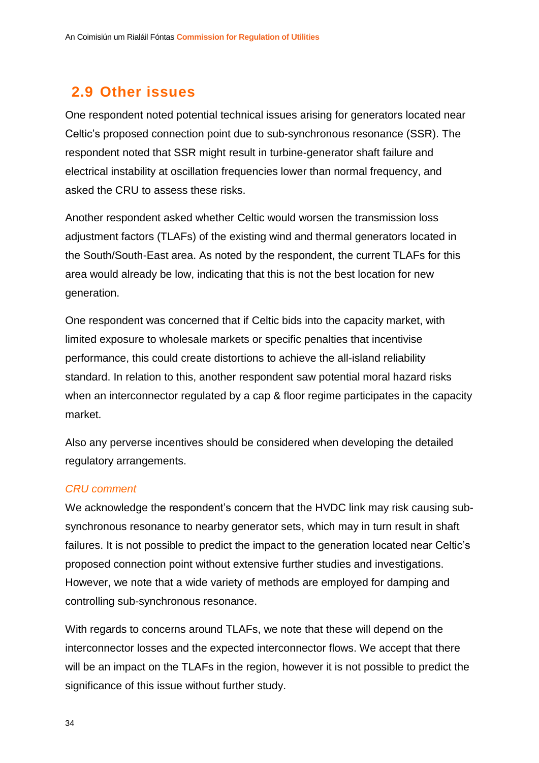## 2.9 Other issues

One respondent noted potential technical issues arising for generators located near Celtic's proposed connection point due to sub-synchronous resonance (SSR). The respondent noted that SSR might result in turbine-generator shaft failure and electrical instability at oscillation frequencies lower than normal frequency, and asked the CRU to assess these risks.

Another respondent asked whether Celtic would worsen the transmission loss adjustment factors (TLAFs) of the existing wind and thermal generators located in the South/South-East area. As noted by the respondent, the current TLAFs for this area would already be low, indicating that this is not the best location for new generation.

One respondent was concerned that if Celtic bids into the capacity market, with limited exposure to wholesale markets or specific penalties that incentivise performance, this could create distortions to achieve the all-island reliability standard. In relation to this, another respondent saw potential moral hazard risks when an interconnector regulated by a cap & floor regime participates in the capacity market.

Also any perverse incentives should be considered when developing the detailed regulatory arrangements.

*CRU comment*

We acknowledge the respondent's concern that the HVDC link may risk causing sub-synchronous resonance to nearby generator sets, which may in turn result in shaft failures. It is not possible to predict the impact to the generation located near Celtic's proposed connection point without extensive further studies and investigations. However, we note that a wide variety of methods are employed for damping and controlling sub-synchronous resonance.

With regards to concerns around TLAFs, we note that these will depend on the interconnector losses and the expected interconnector flows. We accept that there will be an impact on the TLAFs in the region, however it is not possible to predict the significance of this issue without further study.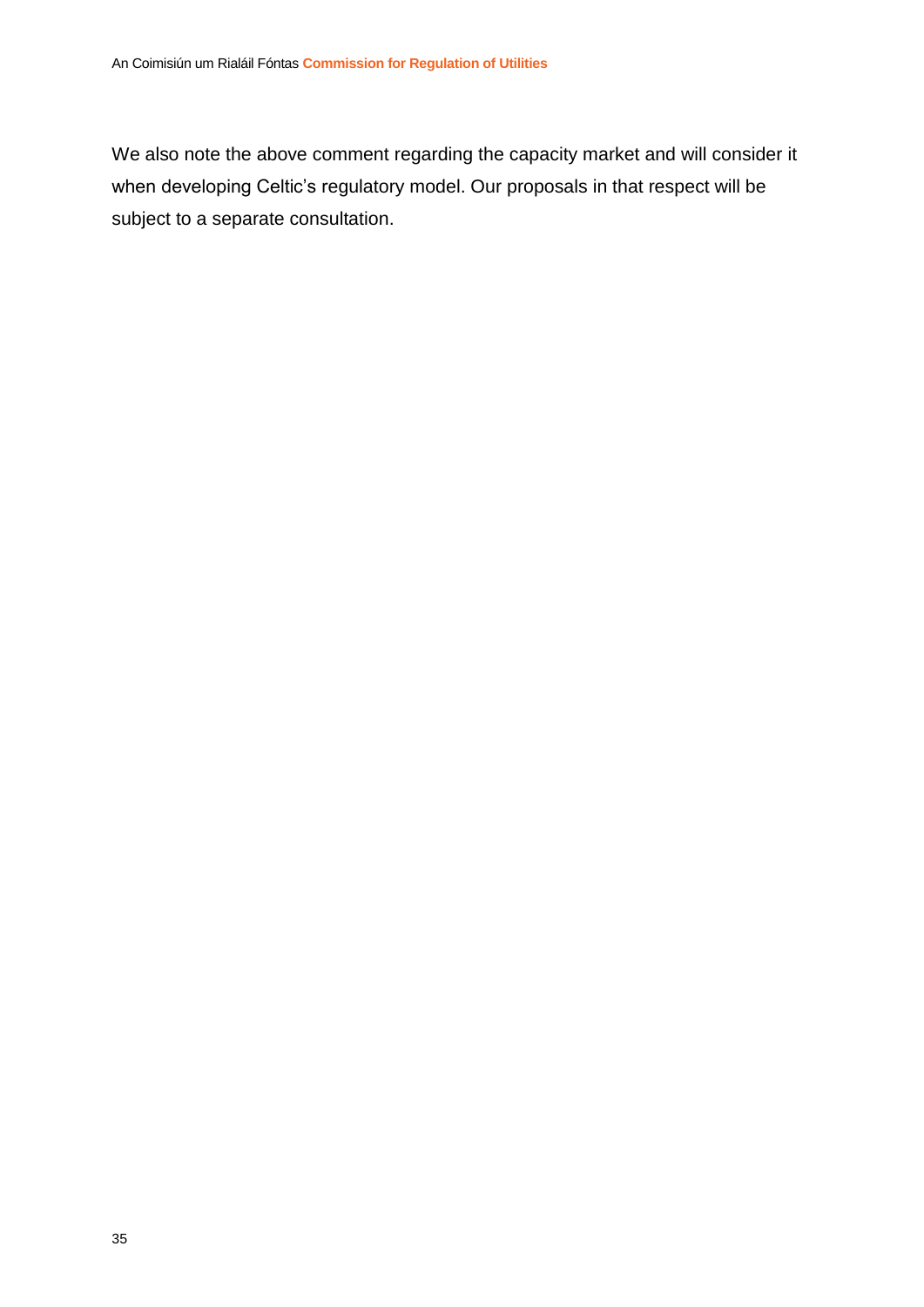We also note the above comment regarding the capacity market and will consider it when developing Celtic's regulatory model. Our proposals in that respect will be subject to a separate consultation.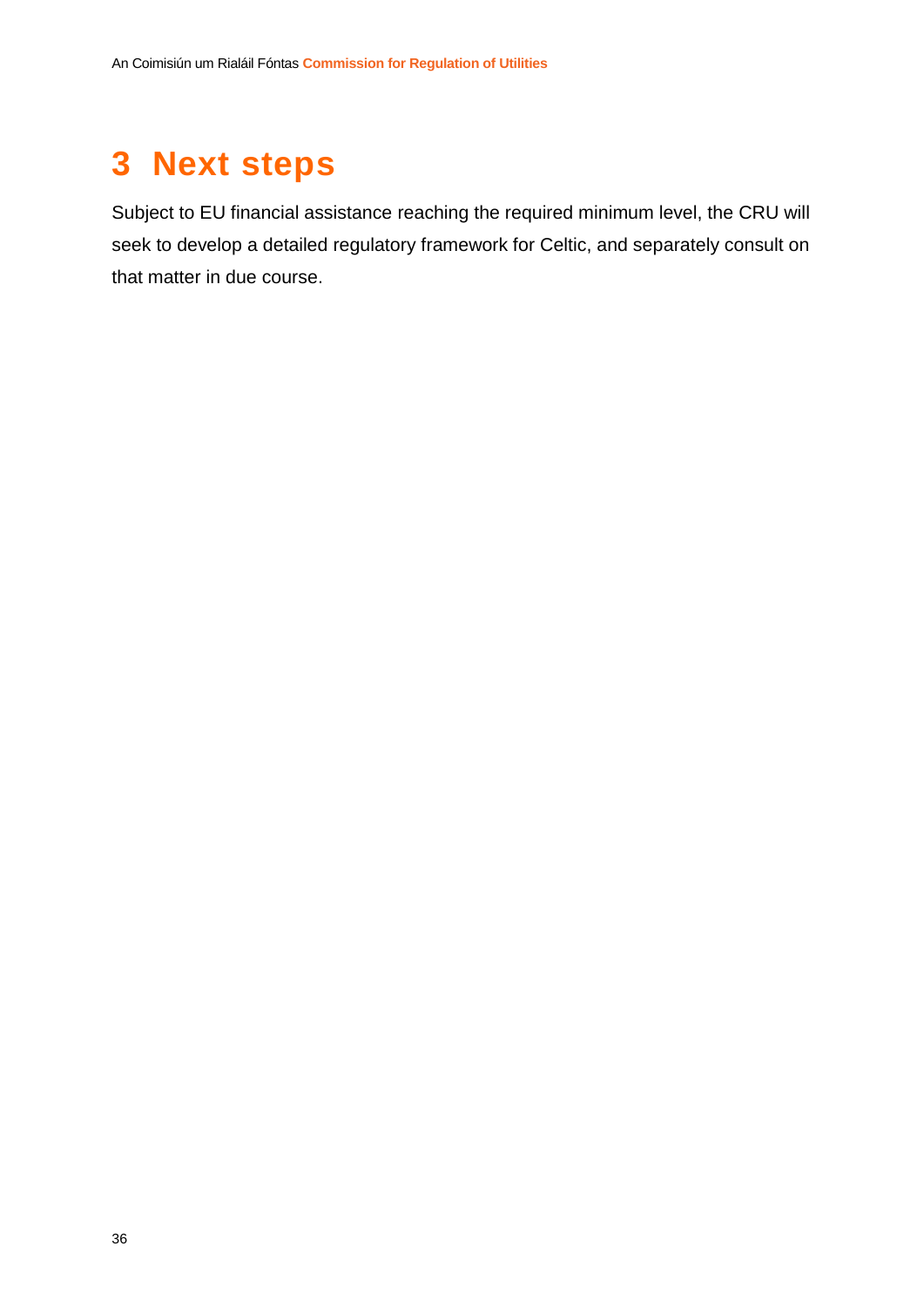# 3 Next steps

Subject to EU financial assistance reaching the required minimum level, the CRU will seek to develop a detailed regulatory framework for Celtic, and separately consult on that matter in due course.